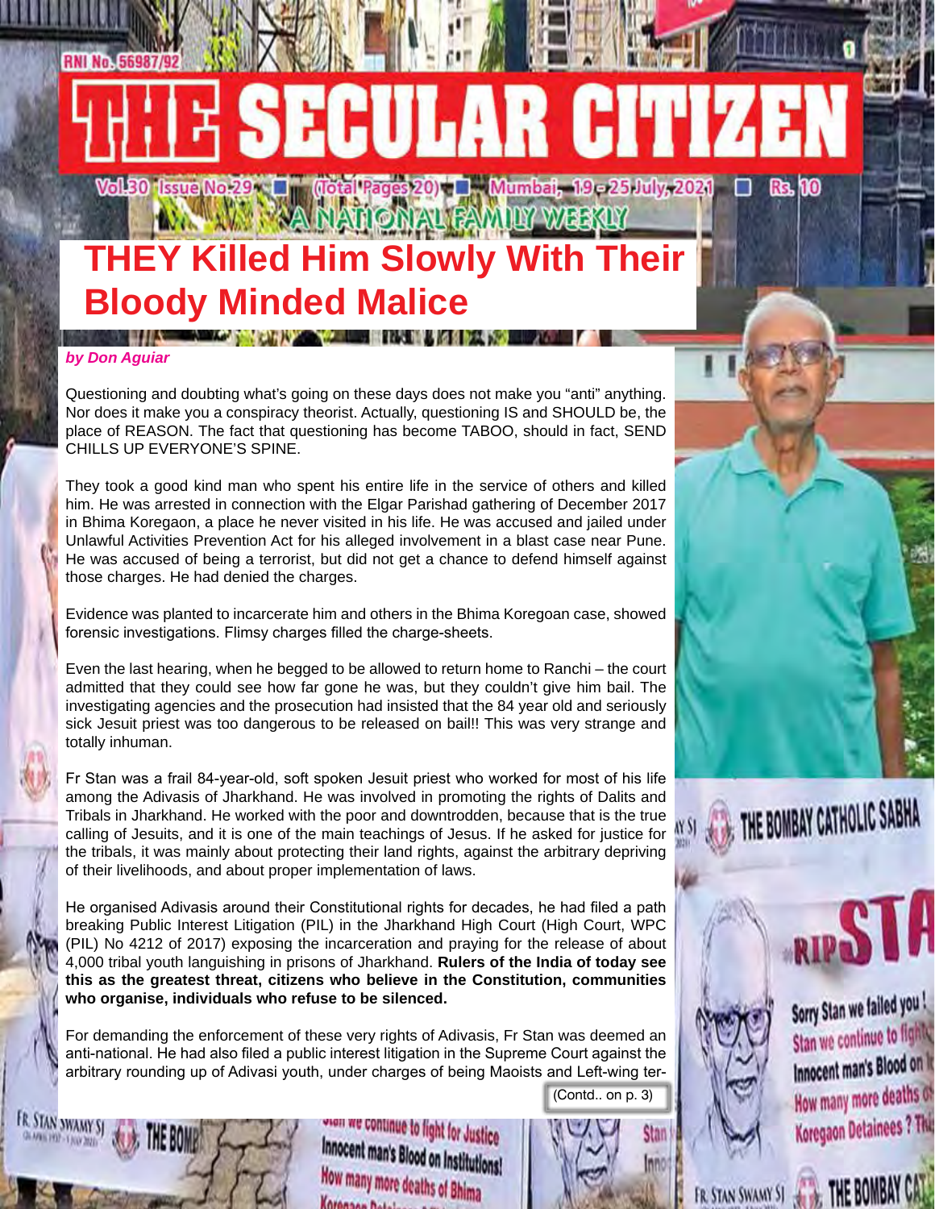# THE SECULAR CITIZEN

RNI No. 56987/92

Vol.30 Issue No.29 ■ (Total Pages 20) ■ Mumbai, 19 - 25 July, 2021 ■ Rs. 10

A NATIONAL FAMILY WEEKLY

# THEY Killed Him Slowly With Their Bloody Minded Malice

***by Don Aguiar***

Questioning and doubting what's going on these days does not make you "anti" anything. Nor does it make you a conspiracy theorist. Actually, questioning IS and SHOULD be, the place of REASON. The fact that questioning has become TABOO, should in fact, SEND CHILLS UP EVERYONE'S SPINE.

They took a good kind man who spent his entire life in the service of others and killed him. He was arrested in connection with the Elgar Parishad gathering of December 2017 in Bhima Koregaon, a place he never visited in his life. He was accused and jailed under Unlawful Activities Prevention Act for his alleged involvement in a blast case near Pune. He was accused of being a terrorist, but did not get a chance to defend himself against those charges. He had denied the charges.

Evidence was planted to incarcerate him and others in the Bhima Koregoan case, showed forensic investigations. Flimsy charges filled the charge-sheets.

Even the last hearing, when he begged to be allowed to return home to Ranchi – the court admitted that they could see how far gone he was, but they couldn't give him bail. The investigating agencies and the prosecution had insisted that the 84 year old and seriously sick Jesuit priest was too dangerous to be released on bail!! This was very strange and totally inhuman.

Fr Stan was a frail 84-year-old, soft spoken Jesuit priest who worked for most of his life among the Adivasis of Jharkhand. He was involved in promoting the rights of Dalits and Tribals in Jharkhand. He worked with the poor and downtrodden, because that is the true calling of Jesuits, and it is one of the main teachings of Jesus. If he asked for justice for the tribals, it was mainly about protecting their land rights, against the arbitrary depriving of their livelihoods, and about proper implementation of laws.

He organised Adivasis around their Constitutional rights for decades, he had filed a path breaking Public Interest Litigation (PIL) in the Jharkhand High Court (High Court, WPC (PIL) No 4212 of 2017) exposing the incarceration and praying for the release of about 4,000 tribal youth languishing in prisons of Jharkhand. **Rulers of the India of today see this as the greatest threat, citizens who believe in the Constitution, communities who organise, individuals who refuse to be silenced.**

For demanding the enforcement of these very rights of Adivasis, Fr Stan was deemed an anti-national. He had also filed a public interest litigation in the Supreme Court against the arbitrary rounding up of Adivasi youth, under charges of being Maoists and Left-wing ter-

(Contd.. on p. 3)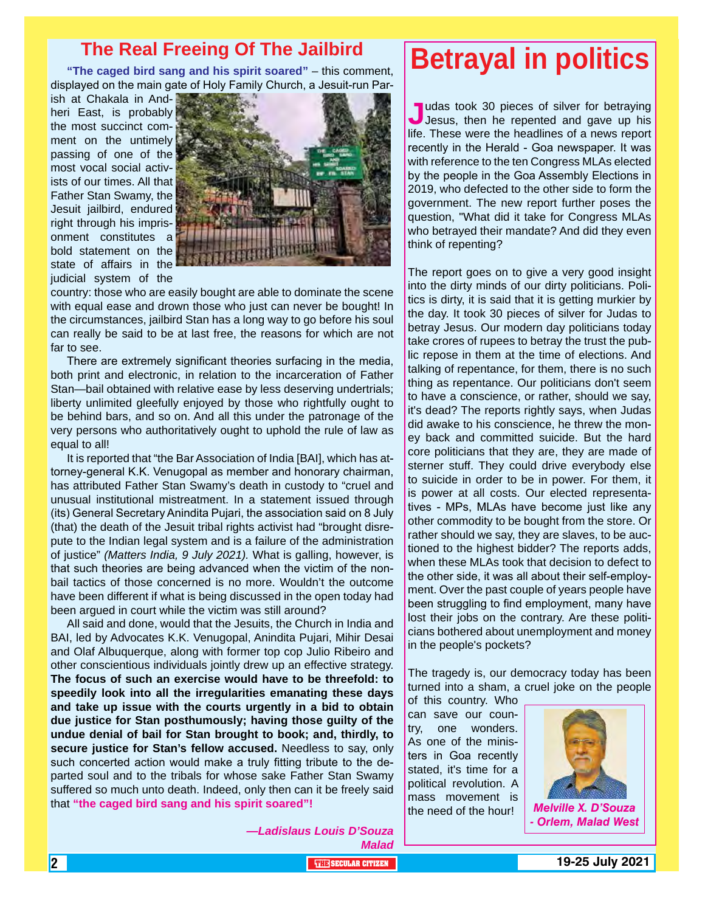## The Real Freeing Of The Jailbird

**"The caged bird sang and his spirit soared"** – this comment, displayed on the main gate of Holy Family Church, a Jesuit-run Parish at Chakala in Andheri East, is probably the most succinct comment on the untimely passing of one of the most vocal social activists of our times. All that Father Stan Swamy, the Jesuit jailbird, endured right through his imprisonment constitutes a bold statement on the state of affairs in the judicial system of the country: those who are easily bought are able to dominate the scene with equal ease and drown those who just can never be bought! In the circumstances, jailbird Stan has a long way to go before his soul can really be said to be at last free, the reasons for which are not far to see.

There are extremely significant theories surfacing in the media, both print and electronic, in relation to the incarceration of Father Stan—bail obtained with relative ease by less deserving undertrials; liberty unlimited gleefully enjoyed by those who rightfully ought to be behind bars, and so on. And all this under the patronage of the very persons who authoritatively ought to uphold the rule of law as equal to all!

It is reported that "the Bar Association of India [BAI], which has attorney-general K.K. Venugopal as member and honorary chairman, has attributed Father Stan Swamy's death in custody to "cruel and unusual institutional mistreatment. In a statement issued through (its) General Secretary Anindita Pujari, the association said on 8 July (that) the death of the Jesuit tribal rights activist had "brought disrepute to the Indian legal system and is a failure of the administration of justice" *(Matters India, 9 July 2021).* What is galling, however, is that such theories are being advanced when the victim of the non-bail tactics of those concerned is no more. Wouldn't the outcome have been different if what is being discussed in the open today had been argued in court while the victim was still around?

All said and done, would that the Jesuits, the Church in India and BAI, led by Advocates K.K. Venugopal, Anindita Pujari, Mihir Desai and Olaf Albuquerque, along with former top cop Julio Ribeiro and other conscientious individuals jointly drew up an effective strategy. **The focus of such an exercise would have to be threefold: to speedily look into all the irregularities emanating these days and take up issue with the courts urgently in a bid to obtain due justice for Stan posthumously; having those guilty of the undue denial of bail for Stan brought to book; and, thirdly, to secure justice for Stan's fellow accused.** Needless to say, only such concerted action would make a truly fitting tribute to the departed soul and to the tribals for whose sake Father Stan Swamy suffered so much unto death. Indeed, only then can it be freely said that **"the caged bird sang and his spirit soared"!**

***—Ladislaus Louis D'Souza***
***Malad***

# Betrayal in politics

Judas took 30 pieces of silver for betraying Jesus, then he repented and gave up his life. These were the headlines of a news report recently in the Herald - Goa newspaper. It was with reference to the ten Congress MLAs elected by the people in the Goa Assembly Elections in 2019, who defected to the other side to form the government. The new report further poses the question, "What did it take for Congress MLAs who betrayed their mandate? And did they even think of repenting?

The report goes on to give a very good insight into the dirty minds of our dirty politicians. Politics is dirty, it is said that it is getting murkier by the day. It took 30 pieces of silver for Judas to betray Jesus. Our modern day politicians today take crores of rupees to betray the trust the public repose in them at the time of elections. And talking of repentance, for them, there is no such thing as repentance. Our politicians don't seem to have a conscience, or rather, should we say, it's dead? The reports rightly says, when Judas did awake to his conscience, he threw the money back and committed suicide. But the hard core politicians that they are, they are made of sterner stuff. They could drive everybody else to suicide in order to be in power. For them, it is power at all costs. Our elected representatives - MPs, MLAs have become just like any other commodity to be bought from the store. Or rather should we say, they are slaves, to be auctioned to the highest bidder? The reports adds, when these MLAs took that decision to defect to the other side, it was all about their self-employment. Over the past couple of years people have been struggling to find employment, many have lost their jobs on the contrary. Are these politicians bothered about unemployment and money in the people's pockets?

The tragedy is, our democracy today has been turned into a sham, a cruel joke on the people of this country. Who can save our country, one wonders. As one of the ministers in Goa recently stated, it's time for a political revolution. A mass movement is the need of the hour!

***Melville X. D'Souza***
***- Orlem, Malad West***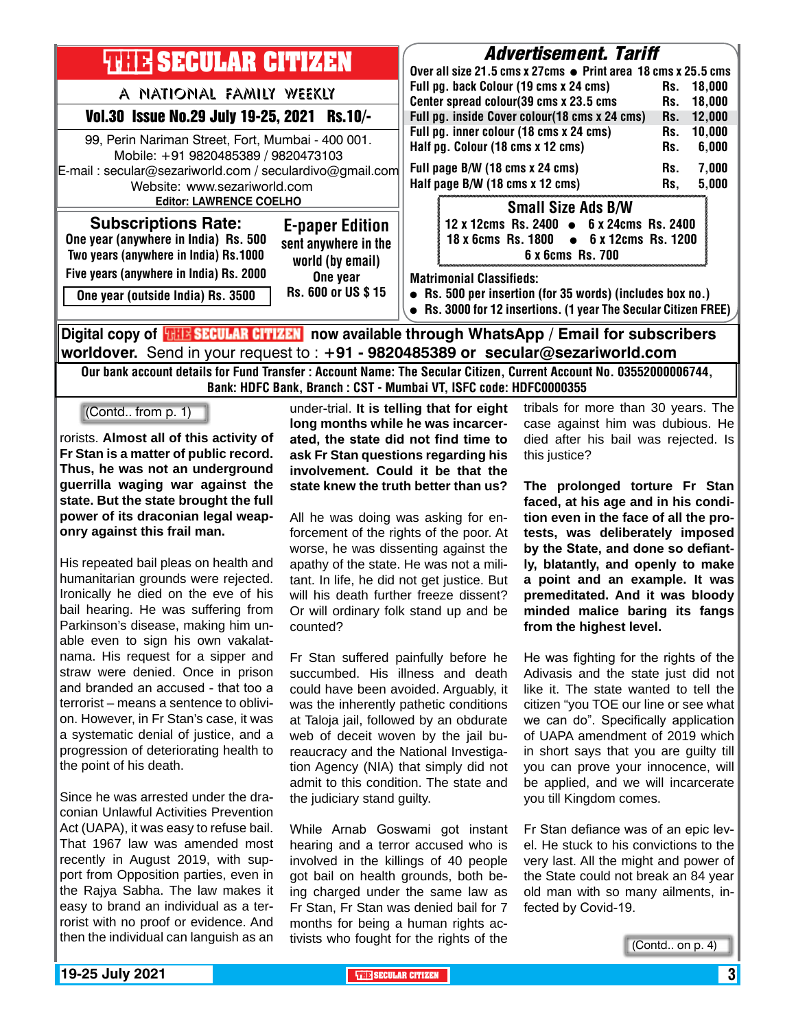# THE SECULAR CITIZEN

A NATIONAL FAMILY WEEKLY

**Vol.30 Issue No.29 July 19-25, 2021 Rs.10/-**

99, Perin Nariman Street, Fort, Mumbai - 400 001.
Mobile: +91 9820485389 / 9820473103
E-mail : secular@sezariworld.com / seculardivo@gmail.com
Website: www.sezariworld.com
**Editor: LAWRENCE COELHO**

## Subscriptions Rate:

One year (anywhere in India) Rs. 500
Two years (anywhere in India) Rs.1000
Five years (anywhere in India) Rs. 2000
One year (outside India) Rs. 3500

## E-paper Edition

sent anywhere in the world (by email)
One year
Rs. 600 or US $ 15

## Advertisement. Tariff

Over all size 21.5 cms x 27cms • Print area 18 cms x 25.5 cms

| | |
|---|---|
| Full pg. back Colour (19 cms x 24 cms) | Rs. 18,000 |
| Center spread colour(39 cms x 23.5 cms | Rs. 18,000 |
| Full pg. inside Cover colour(18 cms x 24 cms) | Rs. 12,000 |
| Full pg. inner colour (18 cms x 24 cms) | Rs. 10,000 |
| Half pg. Colour (18 cms x 12 cms) | Rs. 6,000 |
| Full page B/W (18 cms x 24 cms) | Rs. 7,000 |
| Half page B/W (18 cms x 12 cms) | Rs, 5,000 |

### Small Size Ads B/W

12 x 12cms Rs. 2400 • 6 x 24cms Rs. 2400
18 x 6cms Rs. 1800 • 6 x 12cms Rs. 1200
6 x 6cms Rs. 700

**Matrimonial Classifieds:**

- Rs. 500 per insertion (for 35 words) (includes box no.)
- Rs. 3000 for 12 insertions. (1 year The Secular Citizen FREE)

**Digital copy of THE SECULAR CITIZEN now available through WhatsApp / Email for subscribers worldover.** Send in your request to : **+91 - 9820485389 or secular@sezariworld.com**

**Our bank account details for Fund Transfer : Account Name: The Secular Citizen, Current Account No. 03552000006744, Bank: HDFC Bank, Branch : CST - Mumbai VT, ISFC code: HDFC0000355**

---

(Contd.. from p. 1)

rorists. **Almost all of this activity of Fr Stan is a matter of public record. Thus, he was not an underground guerrilla waging war against the state. But the state brought the full power of its draconian legal weaponry against this frail man.**

His repeated bail pleas on health and humanitarian grounds were rejected. Ironically he died on the eve of his bail hearing. He was suffering from Parkinson's disease, making him unable even to sign his own vakalatnama. His request for a sipper and straw were denied. Once in prison and branded an accused - that too a terrorist – means a sentence to oblivion. However, in Fr Stan's case, it was a systematic denial of justice, and a progression of deteriorating health to the point of his death.

Since he was arrested under the draconian Unlawful Activities Prevention Act (UAPA), it was easy to refuse bail. That 1967 law was amended most recently in August 2019, with support from Opposition parties, even in the Rajya Sabha. The law makes it easy to brand an individual as a terrorist with no proof or evidence. And then the individual can languish as an under-trial. **It is telling that for eight long months while he was incarcerated, the state did not find time to ask Fr Stan questions regarding his involvement. Could it be that the state knew the truth better than us?**

All he was doing was asking for enforcement of the rights of the poor. At worse, he was dissenting against the apathy of the state. He was not a militant. In life, he did not get justice. But will his death further freeze dissent? Or will ordinary folk stand up and be counted?

Fr Stan suffered painfully before he succumbed. His illness and death could have been avoided. Arguably, it was the inherently pathetic conditions at Taloja jail, followed by an obdurate web of deceit woven by the jail bureaucracy and the National Investigation Agency (NIA) that simply did not admit to this condition. The state and the judiciary stand guilty.

While Arnab Goswami got instant hearing and a terror accused who is involved in the killings of 40 people got bail on health grounds, both being charged under the same law as Fr Stan, Fr Stan was denied bail for 7 months for being a human rights activists who fought for the rights of the tribals for more than 30 years. The case against him was dubious. He died after his bail was rejected. Is this justice?

**The prolonged torture Fr Stan faced, at his age and in his condition even in the face of all the protests, was deliberately imposed by the State, and done so defiantly, blatantly, and openly to make a point and an example. It was premeditated. And it was bloody minded malice baring its fangs from the highest level.**

He was fighting for the rights of the Adivasis and the state just did not like it. The state wanted to tell the citizen "you TOE our line or see what we can do". Specifically application of UAPA amendment of 2019 which in short says that you are guilty till you can prove your innocence, will be applied, and we will incarcerate you till Kingdom comes.

Fr Stan defiance was of an epic level. He stuck to his convictions to the very last. All the might and power of the State could not break an 84 year old man with so many ailments, infected by Covid-19.

(Contd.. on p. 4)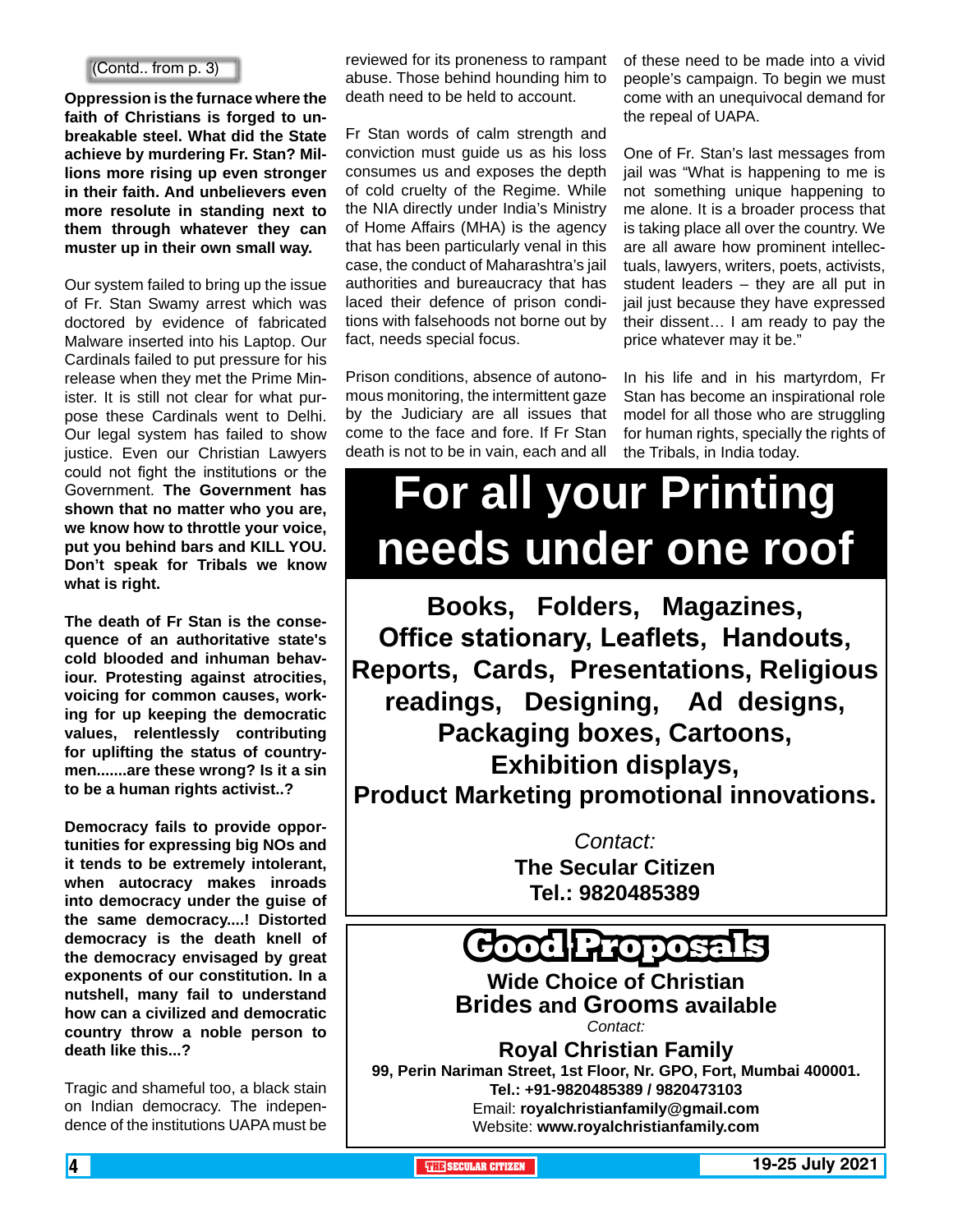(Contd.. from p. 3)

**Oppression is the furnace where the faith of Christians is forged to unbreakable steel. What did the State achieve by murdering Fr. Stan? Millions more rising up even stronger in their faith. And unbelievers even more resolute in standing next to them through whatever they can muster up in their own small way.**

Our system failed to bring up the issue of Fr. Stan Swamy arrest which was doctored by evidence of fabricated Malware inserted into his Laptop. Our Cardinals failed to put pressure for his release when they met the Prime Minister. It is still not clear for what purpose these Cardinals went to Delhi. Our legal system has failed to show justice. Even our Christian Lawyers could not fight the institutions or the Government. **The Government has shown that no matter who you are, we know how to throttle your voice, put you behind bars and KILL YOU. Don't speak for Tribals we know what is right.**

**The death of Fr Stan is the consequence of an authoritative state's cold blooded and inhuman behaviour. Protesting against atrocities, voicing for common causes, working for up keeping the democratic values, relentlessly contributing for uplifting the status of countrymen.......are these wrong? Is it a sin to be a human rights activist..?**

**Democracy fails to provide opportunities for expressing big NOs and it tends to be extremely intolerant, when autocracy makes inroads into democracy under the guise of the same democracy....! Distorted democracy is the death knell of the democracy envisaged by great exponents of our constitution. In a nutshell, many fail to understand how can a civilized and democratic country throw a noble person to death like this...?**

Tragic and shameful too, a black stain on Indian democracy. The independence of the institutions UAPA must be reviewed for its proneness to rampant abuse. Those behind hounding him to death need to be held to account.

Fr Stan words of calm strength and conviction must guide us as his loss consumes us and exposes the depth of cold cruelty of the Regime. While the NIA directly under India's Ministry of Home Affairs (MHA) is the agency that has been particularly venal in this case, the conduct of Maharashtra's jail authorities and bureaucracy that has laced their defence of prison conditions with falsehoods not borne out by fact, needs special focus.

Prison conditions, absence of autonomous monitoring, the intermittent gaze by the Judiciary are all issues that come to the face and fore. If Fr Stan death is not to be in vain, each and all of these need to be made into a vivid people's campaign. To begin we must come with an unequivocal demand for the repeal of UAPA.

One of Fr. Stan's last messages from jail was "What is happening to me is not something unique happening to me alone. It is a broader process that is taking place all over the country. We are all aware how prominent intellectuals, lawyers, writers, poets, activists, student leaders – they are all put in jail just because they have expressed their dissent… I am ready to pay the price whatever may it be."

In his life and in his martyrdom, Fr Stan has become an inspirational role model for all those who are struggling for human rights, specially the rights of the Tribals, in India today.

# For all your Printing needs under one roof

**Books, Folders, Magazines, Office stationary, Leaflets, Handouts, Reports, Cards, Presentations, Religious readings, Designing, Ad designs, Packaging boxes, Cartoons, Exhibition displays, Product Marketing promotional innovations.**

*Contact:*
**The Secular Citizen**
**Tel.: 9820485389**

# Good Proposals

**Wide Choice of Christian Brides and Grooms available**

*Contact:*
**Royal Christian Family**
**99, Perin Nariman Street, 1st Floor, Nr. GPO, Fort, Mumbai 400001.**
**Tel.: +91-9820485389 / 9820473103**
Email: **royalchristianfamily@gmail.com**
Website: **www.royalchristianfamily.com**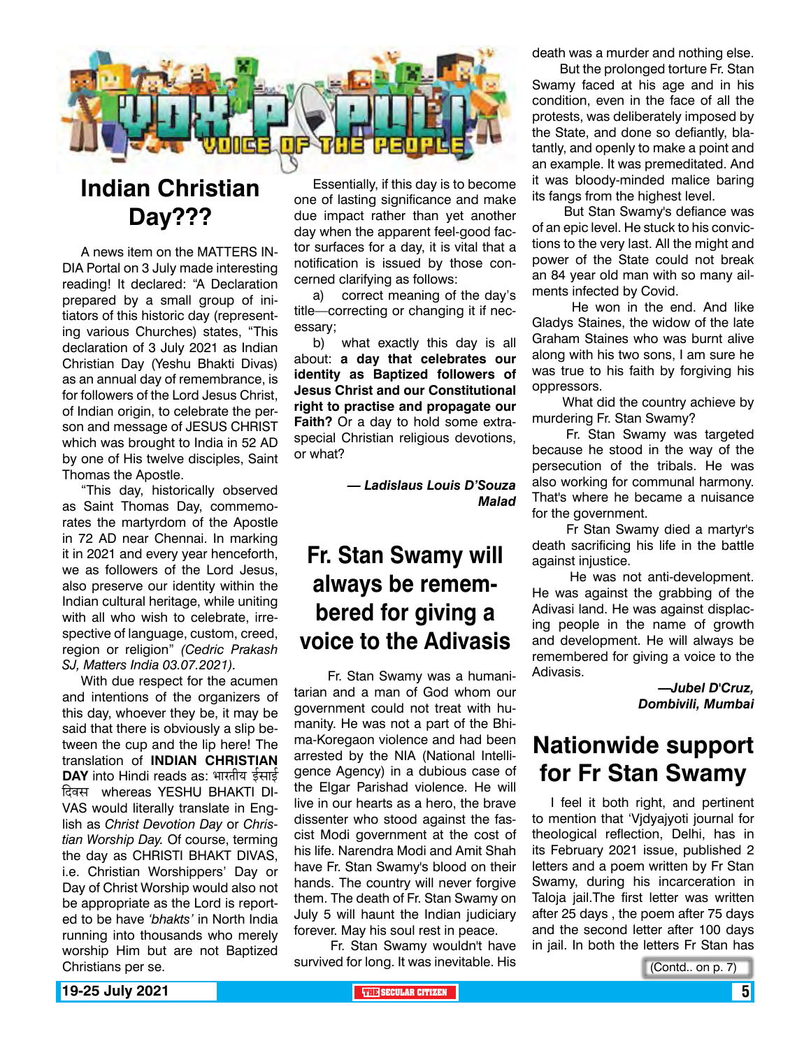# VOX POPULI

VOICE OF THE PEOPLE

## Indian Christian Day???

A news item on the MATTERS INDIA Portal on 3 July made interesting reading! It declared: "A Declaration prepared by a small group of initiators of this historic day (representing various Churches) states, "This declaration of 3 July 2021 as Indian Christian Day (Yeshu Bhakti Divas) as an annual day of remembrance, is for followers of the Lord Jesus Christ, of Indian origin, to celebrate the person and message of JESUS CHRIST which was brought to India in 52 AD by one of His twelve disciples, Saint Thomas the Apostle.

"This day, historically observed as Saint Thomas Day, commemorates the martyrdom of the Apostle in 72 AD near Chennai. In marking it in 2021 and every year henceforth, we as followers of the Lord Jesus, also preserve our identity within the Indian cultural heritage, while uniting with all who wish to celebrate, irrespective of language, custom, creed, region or religion" *(Cedric Prakash SJ, Matters India 03.07.2021).*

With due respect for the acumen and intentions of the organizers of this day, whoever they be, it may be said that there is obviously a slip between the cup and the lip here! The translation of **INDIAN CHRISTIAN DAY** into Hindi reads as: भारतीय ईसाई दिवस whereas YESHU BHAKTI DIVAS would literally translate in English as *Christ Devotion Day* or *Christian Worship Day.* Of course, terming the day as CHRISTI BHAKT DIVAS, i.e. Christian Worshippers' Day or Day of Christ Worship would also not be appropriate as the Lord is reported to be have *'bhakts'* in North India running into thousands who merely worship Him but are not Baptized Christians per se.

Essentially, if this day is to become one of lasting significance and make due impact rather than yet another day when the apparent feel-good factor surfaces for a day, it is vital that a notification is issued by those concerned clarifying as follows:

a) correct meaning of the day's title—correcting or changing it if necessary;

b) what exactly this day is all about: **a day that celebrates our identity as Baptized followers of Jesus Christ and our Constitutional right to practise and propagate our Faith?** Or a day to hold some extra-special Christian religious devotions, or what?

***— Ladislaus Louis D'Souza***
***Malad***

## Fr. Stan Swamy will always be remembered for giving a voice to the Adivasis

Fr. Stan Swamy was a humanitarian and a man of God whom our government could not treat with humanity. He was not a part of the Bhima-Koregaon violence and had been arrested by the NIA (National Intelligence Agency) in a dubious case of the Elgar Parishad violence. He will live in our hearts as a hero, the brave dissenter who stood against the fascist Modi government at the cost of his life. Narendra Modi and Amit Shah have Fr. Stan Swamy's blood on their hands. The country will never forgive them. The death of Fr. Stan Swamy on July 5 will haunt the Indian judiciary forever. May his soul rest in peace.

Fr. Stan Swamy wouldn't have survived for long. It was inevitable. His death was a murder and nothing else.

But the prolonged torture Fr. Stan Swamy faced at his age and in his condition, even in the face of all the protests, was deliberately imposed by the State, and done so defiantly, blatantly, and openly to make a point and an example. It was premeditated. And it was bloody-minded malice baring its fangs from the highest level.

But Stan Swamy's defiance was of an epic level. He stuck to his convictions to the very last. All the might and power of the State could not break an 84 year old man with so many ailments infected by Covid.

He won in the end. And like Gladys Staines, the widow of the late Graham Staines who was burnt alive along with his two sons, I am sure he was true to his faith by forgiving his oppressors.

What did the country achieve by murdering Fr. Stan Swamy?

Fr. Stan Swamy was targeted because he stood in the way of the persecution of the tribals. He was also working for communal harmony. That's where he became a nuisance for the government.

Fr Stan Swamy died a martyr's death sacrificing his life in the battle against injustice.

He was not anti-development. He was against the grabbing of the Adivasi land. He was against displacing people in the name of growth and development. He will always be remembered for giving a voice to the Adivasis.

***—Jubel D'Cruz,***
***Dombivili, Mumbai***

## Nationwide support for Fr Stan Swamy

I feel it both right, and pertinent to mention that 'Vjdyajyoti journal for theological reflection, Delhi, has in its February 2021 issue, published 2 letters and a poem written by Fr Stan Swamy, during his incarceration in Taloja jail.The first letter was written after 25 days , the poem after 75 days and the second letter after 100 days in jail. In both the letters Fr Stan has

(Contd.. on p. 7)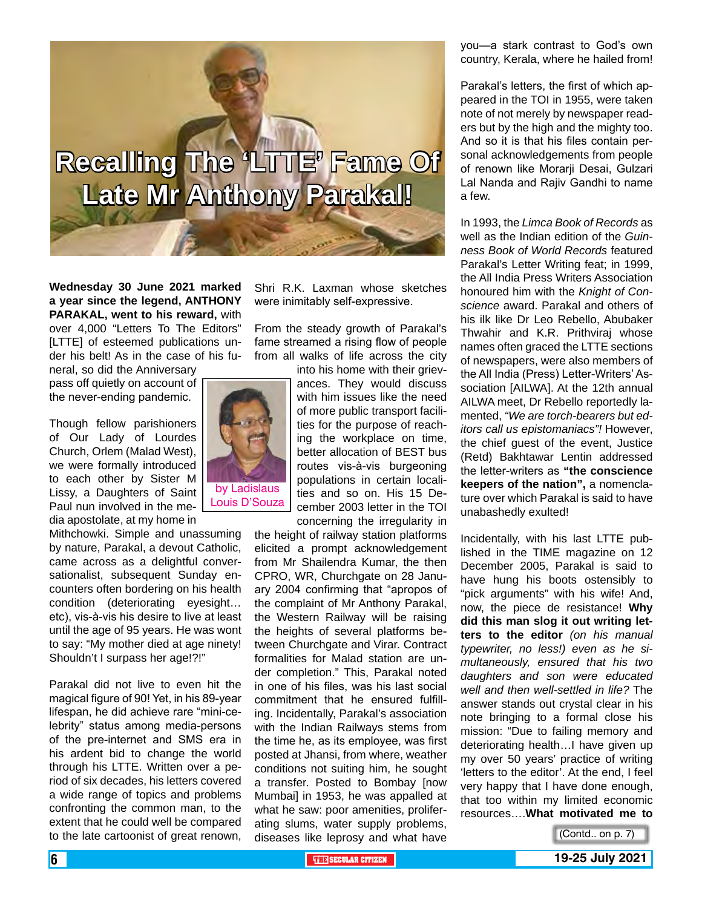# Recalling The 'LTTE' Fame Of Late Mr Anthony Parakal!

by Ladislaus Louis D'Souza

**Wednesday 30 June 2021 marked a year since the legend, ANTHONY PARAKAL, went to his reward,** with over 4,000 "Letters To The Editors" [LTTE] of esteemed publications under his belt! As in the case of his funeral, so did the Anniversary pass off quietly on account of the never-ending pandemic.

Though fellow parishioners of Our Lady of Lourdes Church, Orlem (Malad West), we were formally introduced to each other by Sister M Lissy, a Daughters of Saint Paul nun involved in the media apostolate, at my home in Mithchowki. Simple and unassuming by nature, Parakal, a devout Catholic, came across as a delightful conversationalist, subsequent Sunday encounters often bordering on his health condition (deteriorating eyesight…etc), vis-à-vis his desire to live at least until the age of 95 years. He was wont to say: "My mother died at age ninety! Shouldn't I surpass her age!?!"

Parakal did not live to even hit the magical figure of 90! Yet, in his 89-year lifespan, he did achieve rare "mini-celebrity" status among media-persons of the pre-internet and SMS era in his ardent bid to change the world through his LTTE. Written over a period of six decades, his letters covered a wide range of topics and problems confronting the common man, to the extent that he could well be compared to the late cartoonist of great renown, Shri R.K. Laxman whose sketches were inimitably self-expressive.

From the steady growth of Parakal's fame streamed a rising flow of people from all walks of life across the city into his home with their grievances. They would discuss with him issues like the need of more public transport facilities for the purpose of reaching the workplace on time, better allocation of BEST bus routes vis-à-vis burgeoning populations in certain localities and so on. His 15 December 2003 letter in the TOI concerning the irregularity in the height of railway station platforms elicited a prompt acknowledgement from Mr Shailendra Kumar, the then CPRO, WR, Churchgate on 28 January 2004 confirming that "apropos of the complaint of Mr Anthony Parakal, the Western Railway will be raising the heights of several platforms between Churchgate and Virar. Contract formalities for Malad station are under completion." This, Parakal noted in one of his files, was his last social commitment that he ensured fulfilling. Incidentally, Parakal's association with the Indian Railways stems from the time he, as its employee, was first posted at Jhansi, from where, weather conditions not suiting him, he sought a transfer. Posted to Bombay [now Mumbai] in 1953, he was appalled at what he saw: poor amenities, proliferating slums, water supply problems, diseases like leprosy and what have you—a stark contrast to God's own country, Kerala, where he hailed from!

Parakal's letters, the first of which appeared in the TOI in 1955, were taken note of not merely by newspaper readers but by the high and the mighty too. And so it is that his files contain personal acknowledgements from people of renown like Morarji Desai, Gulzari Lal Nanda and Rajiv Gandhi to name a few.

In 1993, the *Limca Book of Records* as well as the Indian edition of the *Guinness Book of World Records* featured Parakal's Letter Writing feat; in 1999, the All India Press Writers Association honoured him with the *Knight of Conscience* award. Parakal and others of his ilk like Dr Leo Rebello, Abubaker Thwahir and K.R. Prithviraj whose names often graced the LTTE sections of newspapers, were also members of the All India (Press) Letter-Writers' Association [AILWA]. At the 12th annual AILWA meet, Dr Rebello reportedly lamented, *"We are torch-bearers but editors call us epistomaniacs"!* However, the chief guest of the event, Justice (Retd) Bakhtawar Lentin addressed the letter-writers as **"the conscience keepers of the nation",** a nomenclature over which Parakal is said to have unabashedly exulted!

Incidentally, with his last LTTE published in the TIME magazine on 12 December 2005, Parakal is said to have hung his boots ostensibly to "pick arguments" with his wife! And, now, the piece de resistance! **Why did this man slog it out writing letters to the editor** *(on his manual typewriter, no less!) even as he simultaneously, ensured that his two daughters and son were educated well and then well-settled in life?* The answer stands out crystal clear in his note bringing to a formal close his mission: "Due to failing memory and deteriorating health…I have given up my over 50 years' practice of writing 'letters to the editor'. At the end, I feel very happy that I have done enough, that too within my limited economic resources….**What motivated me to**

(Contd.. on p. 7)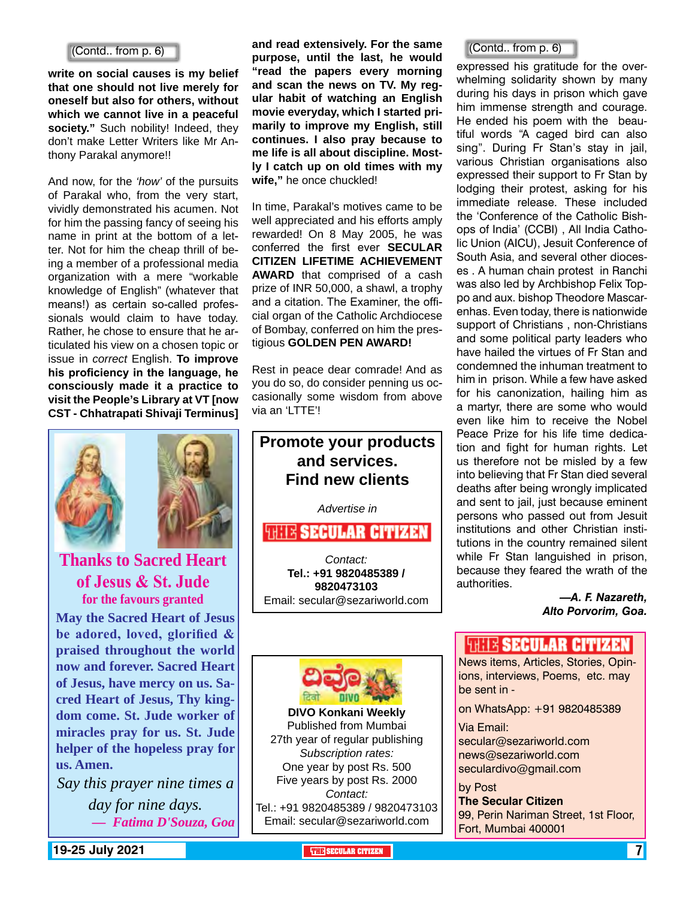(Contd.. from p. 6)

**write on social causes is my belief that one should not live merely for oneself but also for others, without which we cannot live in a peaceful society."** Such nobility! Indeed, they don't make Letter Writers like Mr Anthony Parakal anymore!!

And now, for the *'how'* of the pursuits of Parakal who, from the very start, vividly demonstrated his acumen. Not for him the passing fancy of seeing his name in print at the bottom of a letter. Not for him the cheap thrill of being a member of a professional media organization with a mere "workable knowledge of English" (whatever that means!) as certain so-called professionals would claim to have today. Rather, he chose to ensure that he articulated his view on a chosen topic or issue in *correct* English. **To improve his proficiency in the language, he consciously made it a practice to visit the People's Library at VT [now CST - Chhatrapati Shivaji Terminus] and read extensively. For the same purpose, until the last, he would "read the papers every morning and scan the news on TV. My regular habit of watching an English movie everyday, which I started primarily to improve my English, still continues. I also pray because to me life is all about discipline. Mostly I catch up on old times with my wife,"** he once chuckled!

In time, Parakal's motives came to be well appreciated and his efforts amply rewarded! On 8 May 2005, he was conferred the first ever **SECULAR CITIZEN LIFETIME ACHIEVEMENT AWARD** that comprised of a cash prize of INR 50,000, a shawl, a trophy and a citation. The Examiner, the official organ of the Catholic Archdiocese of Bombay, conferred on him the prestigious **GOLDEN PEN AWARD!**

Rest in peace dear comrade! And as you do so, do consider penning us occasionally some wisdom from above via an 'LTTE'!

---

**Thanks to Sacred Heart of Jesus & St. Jude**
**for the favours granted**

**May the Sacred Heart of Jesus be adored, loved, glorified & praised throughout the world now and forever. Sacred Heart of Jesus, have mercy on us. Sacred Heart of Jesus, Thy kingdom come. St. Jude worker of miracles pray for us. St. Jude helper of the hopeless pray for us. Amen.**

*Say this prayer nine times a day for nine days.*

***— Fatima D'Souza, Goa***

---

**Promote your products and services. Find new clients**

*Advertise in*

**THE SECULAR CITIZEN**

*Contact:*
**Tel.: +91 9820485389 / 9820473103**
Email: secular@sezariworld.com

---

**DIVO Konkani Weekly**
Published from Mumbai
27th year of regular publishing
*Subscription rates:*
One year by post Rs. 500
Five years by post Rs. 2000
*Contact:*
Tel.: +91 9820485389 / 9820473103
Email: secular@sezariworld.com

---

(Contd.. from p. 6)

expressed his gratitude for the overwhelming solidarity shown by many during his days in prison which gave him immense strength and courage. He ended his poem with the beautiful words "A caged bird can also sing". During Fr Stan's stay in jail, various Christian organisations also expressed their support to Fr Stan by lodging their protest, asking for his immediate release. These included the 'Conference of the Catholic Bishops of India' (CCBI) , All India Catholic Union (AICU), Jesuit Conference of South Asia, and several other dioceses . A human chain protest in Ranchi was also led by Archbishop Felix Toppo and aux. bishop Theodore Mascarenhas. Even today, there is nationwide support of Christians , non-Christians and some political party leaders who have hailed the virtues of Fr Stan and condemned the inhuman treatment to him in prison. While a few have asked for his canonization, hailing him as a martyr, there are some who would even like him to receive the Nobel Peace Prize for his life time dedication and fight for human rights. Let us therefore not be misled by a few into believing that Fr Stan died several deaths after being wrongly implicated and sent to jail, just because eminent persons who passed out from Jesuit institutions and other Christian institutions in the country remained silent while Fr Stan languished in prison, because they feared the wrath of the authorities.

***—A. F. Nazareth,***
***Alto Porvorim, Goa.***

---

**THE SECULAR CITIZEN**

News items, Articles, Stories, Opinions, interviews, Poems, etc. may be sent in -

on WhatsApp: +91 9820485389

Via Email:
secular@sezariworld.com
news@sezariworld.com
seculardivo@gmail.com

by Post
**The Secular Citizen**
99, Perin Nariman Street, 1st Floor,
Fort, Mumbai 400001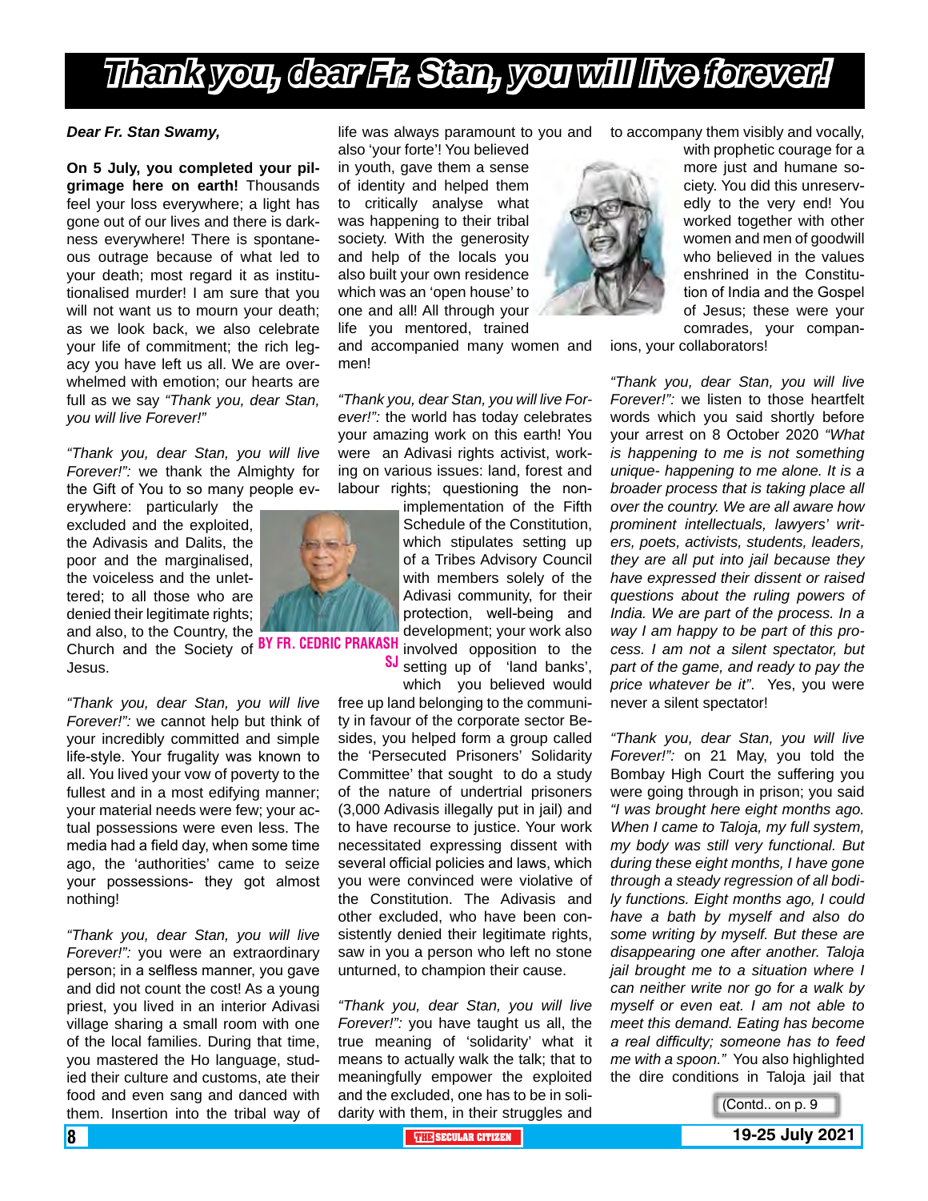# Thank you, dear Fr. Stan, you will live forever!

**BY FR. CEDRIC PRAKASH SJ**

***Dear Fr. Stan Swamy,***

**On 5 July, you completed your pilgrimage here on earth!** Thousands feel your loss everywhere; a light has gone out of our lives and there is darkness everywhere! There is spontaneous outrage because of what led to your death; most regard it as institutionalised murder! I am sure that you will not want us to mourn your death; as we look back, we also celebrate your life of commitment; the rich legacy you have left us all. We are overwhelmed with emotion; our hearts are full as we say *"Thank you, dear Stan, you will live Forever!"*

*"Thank you, dear Stan, you will live Forever!":* we thank the Almighty for the Gift of You to so many people everywhere: particularly the excluded and the exploited, the Adivasis and Dalits, the poor and the marginalised, the voiceless and the unlettered; to all those who are denied their legitimate rights; and also, to the Country, the Church and the Society of Jesus.

*"Thank you, dear Stan, you will live Forever!":* we cannot help but think of your incredibly committed and simple life-style. Your frugality was known to all. You lived your vow of poverty to the fullest and in a most edifying manner; your material needs were few; your actual possessions were even less. The media had a field day, when some time ago, the 'authorities' came to seize your possessions- they got almost nothing!

*"Thank you, dear Stan, you will live Forever!":* you were an extraordinary person; in a selfless manner, you gave and did not count the cost! As a young priest, you lived in an interior Adivasi village sharing a small room with one of the local families. During that time, you mastered the Ho language, studied their culture and customs, ate their food and even sang and danced with them. Insertion into the tribal way of life was always paramount to you and also 'your forte'! You believed in youth, gave them a sense of identity and helped them to critically analyse what was happening to their tribal society. With the generosity and help of the locals you also built your own residence which was an 'open house' to one and all! All through your life you mentored, trained and accompanied many women and men!

*"Thank you, dear Stan, you will live Forever!":* the world has today celebrates your amazing work on this earth! You were an Adivasi rights activist, working on various issues: land, forest and labour rights; questioning the non-implementation of the Fifth Schedule of the Constitution, which stipulates setting up of a Tribes Advisory Council with members solely of the Adivasi community, for their protection, well-being and development; your work also involved opposition to the setting up of 'land banks', which you believed would free up land belonging to the community in favour of the corporate sector Besides, you helped form a group called the 'Persecuted Prisoners' Solidarity Committee' that sought to do a study of the nature of undertrial prisoners (3,000 Adivasis illegally put in jail) and to have recourse to justice. Your work necessitated expressing dissent with several official policies and laws, which you were convinced were violative of the Constitution. The Adivasis and other excluded, who have been consistently denied their legitimate rights, saw in you a person who left no stone unturned, to champion their cause.

*"Thank you, dear Stan, you will live Forever!":* you have taught us all, the true meaning of 'solidarity' what it means to actually walk the talk; that to meaningfully empower the exploited and the excluded, one has to be in solidarity with them, in their struggles and to accompany them visibly and vocally, with prophetic courage for a more just and humane society. You did this unreservedly to the very end! You worked together with other women and men of goodwill who believed in the values enshrined in the Constitution of India and the Gospel of Jesus; these were your comrades, your companions, your collaborators!

*"Thank you, dear Stan, you will live Forever!":* we listen to those heartfelt words which you said shortly before your arrest on 8 October 2020 *"What is happening to me is not something unique- happening to me alone. It is a broader process that is taking place all over the country. We are all aware how prominent intellectuals, lawyers' writers, poets, activists, students, leaders, they are all put into jail because they have expressed their dissent or raised questions about the ruling powers of India. We are part of the process. In a way I am happy to be part of this process. I am not a silent spectator, but part of the game, and ready to pay the price whatever be it".* Yes, you were never a silent spectator!

*"Thank you, dear Stan, you will live Forever!":* on 21 May, you told the Bombay High Court the suffering you were going through in prison; you said *"I was brought here eight months ago. When I came to Taloja, my full system, my body was still very functional. But during these eight months, I have gone through a steady regression of all bodily functions. Eight months ago, I could have a bath by myself and also do some writing by myself. But these are disappearing one after another. Taloja jail brought me to a situation where I can neither write nor go for a walk by myself or even eat. I am not able to meet this demand. Eating has become a real difficulty; someone has to feed me with a spoon."* You also highlighted the dire conditions in Taloja jail that

(Contd.. on p. 9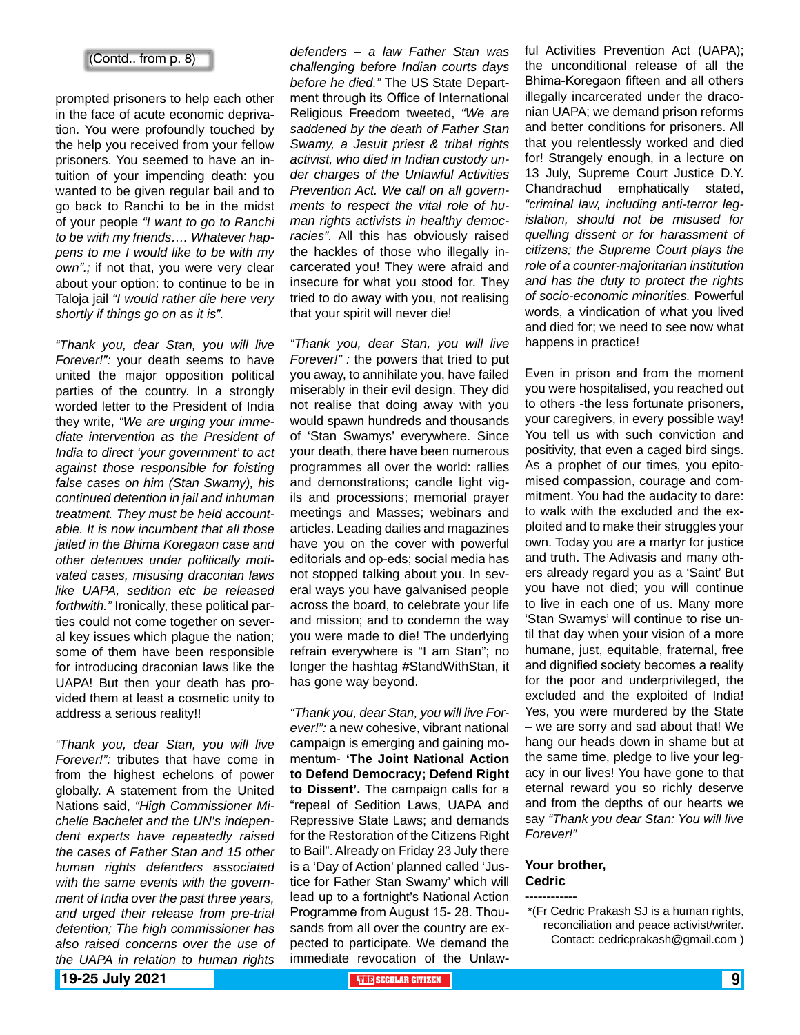(Contd.. from p. 8)

prompted prisoners to help each other in the face of acute economic deprivation. You were profoundly touched by the help you received from your fellow prisoners. You seemed to have an intuition of your impending death: you wanted to be given regular bail and to go back to Ranchi to be in the midst of your people *"I want to go to Ranchi to be with my friends…. Whatever happens to me I would like to be with my own".*; if not that, you were very clear about your option: to continue to be in Taloja jail *"I would rather die here very shortly if things go on as it is".*

*"Thank you, dear Stan, you will live Forever!":* your death seems to have united the major opposition political parties of the country. In a strongly worded letter to the President of India they write, *"We are urging your immediate intervention as the President of India to direct 'your government' to act against those responsible for foisting false cases on him (Stan Swamy), his continued detention in jail and inhuman treatment. They must be held accountable. It is now incumbent that all those jailed in the Bhima Koregaon case and other detenues under politically motivated cases, misusing draconian laws like UAPA, sedition etc be released forthwith."* Ironically, these political parties could not come together on several key issues which plague the nation; some of them have been responsible for introducing draconian laws like the UAPA! But then your death has provided them at least a cosmetic unity to address a serious reality!!

*"Thank you, dear Stan, you will live Forever!":* tributes that have come in from the highest echelons of power globally. A statement from the United Nations said, *"High Commissioner Michelle Bachelet and the UN's independent experts have repeatedly raised the cases of Father Stan and 15 other human rights defenders associated with the same events with the government of India over the past three years, and urged their release from pre-trial detention; The high commissioner has also raised concerns over the use of the UAPA in relation to human rights defenders – a law Father Stan was challenging before Indian courts days before he died."* The US State Department through its Office of International Religious Freedom tweeted, *"We are saddened by the death of Father Stan Swamy, a Jesuit priest & tribal rights activist, who died in Indian custody under charges of the Unlawful Activities Prevention Act. We call on all governments to respect the vital role of human rights activists in healthy democracies".* All this has obviously raised the hackles of those who illegally incarcerated you! They were afraid and insecure for what you stood for. They tried to do away with you, not realising that your spirit will never die!

*"Thank you, dear Stan, you will live Forever!" :* the powers that tried to put you away, to annihilate you, have failed miserably in their evil design. They did not realise that doing away with you would spawn hundreds and thousands of 'Stan Swamys' everywhere. Since your death, there have been numerous programmes all over the world: rallies and demonstrations; candle light vigils and processions; memorial prayer meetings and Masses; webinars and articles. Leading dailies and magazines have you on the cover with powerful editorials and op-eds; social media has not stopped talking about you. In several ways you have galvanised people across the board, to celebrate your life and mission; and to condemn the way you were made to die! The underlying refrain everywhere is "I am Stan"; no longer the hashtag #StandWithStan, it has gone way beyond.

*"Thank you, dear Stan, you will live Forever!":* a new cohesive, vibrant national campaign is emerging and gaining momentum- **'The Joint National Action to Defend Democracy; Defend Right to Dissent'.** The campaign calls for a "repeal of Sedition Laws, UAPA and Repressive State Laws; and demands for the Restoration of the Citizens Right to Bail". Already on Friday 23 July there is a 'Day of Action' planned called 'Justice for Father Stan Swamy' which will lead up to a fortnight's National Action Programme from August 15- 28. Thousands from all over the country are expected to participate. We demand the immediate revocation of the Unlawful Activities Prevention Act (UAPA); the unconditional release of all the Bhima-Koregaon fifteen and all others illegally incarcerated under the draconian UAPA; we demand prison reforms and better conditions for prisoners. All that you relentlessly worked and died for! Strangely enough, in a lecture on 13 July, Supreme Court Justice D.Y. Chandrachud emphatically stated, *"criminal law, including anti-terror legislation, should not be misused for quelling dissent or for harassment of citizens; the Supreme Court plays the role of a counter-majoritarian institution and has the duty to protect the rights of socio-economic minorities.* Powerful words, a vindication of what you lived and died for; we need to see now what happens in practice!

Even in prison and from the moment you were hospitalised, you reached out to others -the less fortunate prisoners, your caregivers, in every possible way! You tell us with such conviction and positivity, that even a caged bird sings. As a prophet of our times, you epitomised compassion, courage and commitment. You had the audacity to dare: to walk with the excluded and the exploited and to make their struggles your own. Today you are a martyr for justice and truth. The Adivasis and many others already regard you as a 'Saint' But you have not died; you will continue to live in each one of us. Many more 'Stan Swamys' will continue to rise until that day when your vision of a more humane, just, equitable, fraternal, free and dignified society becomes a reality for the poor and underprivileged, the excluded and the exploited of India! Yes, you were murdered by the State – we are sorry and sad about that! We hang our heads down in shame but at the same time, pledge to live your legacy in our lives! You have gone to that eternal reward you so richly deserve and from the depths of our hearts we say *"Thank you dear Stan: You will live Forever!"*

**Your brother,**
**Cedric**

------------

*(Fr Cedric Prakash SJ is a human rights, reconciliation and peace activist/writer. Contact: cedricprakash@gmail.com )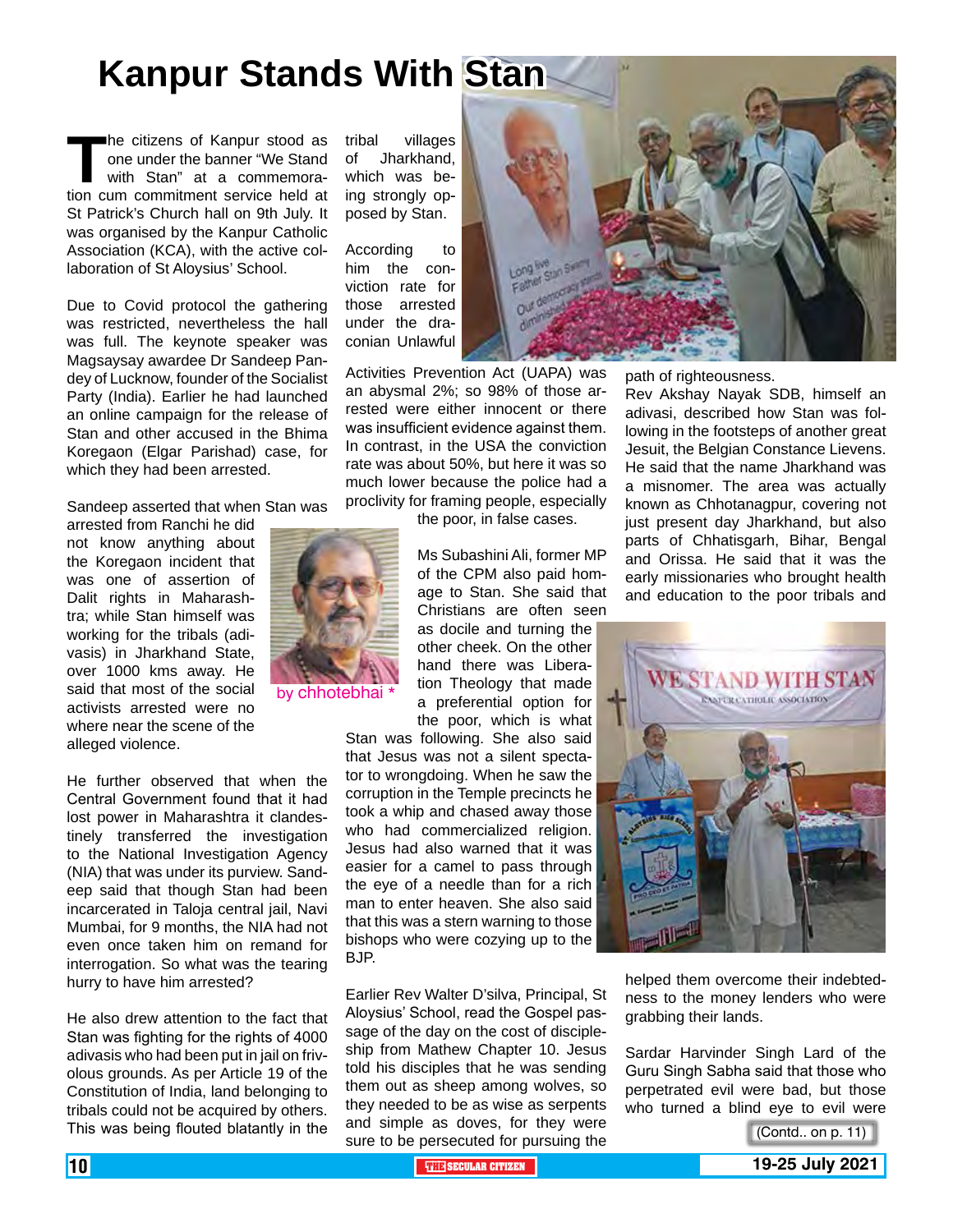# Kanpur Stands With Stan

The citizens of Kanpur stood as one under the banner "We Stand with Stan" at a commemoration cum commitment service held at St Patrick's Church hall on 9th July. It was organised by the Kanpur Catholic Association (KCA), with the active collaboration of St Aloysius' School.

Due to Covid protocol the gathering was restricted, nevertheless the hall was full. The keynote speaker was Magsaysay awardee Dr Sandeep Pandey of Lucknow, founder of the Socialist Party (India). Earlier he had launched an online campaign for the release of Stan and other accused in the Bhima Koregaon (Elgar Parishad) case, for which they had been arrested.

Sandeep asserted that when Stan was arrested from Ranchi he did not know anything about the Koregaon incident that was one of assertion of Dalit rights in Maharashtra; while Stan himself was working for the tribals (adivasis) in Jharkhand State, over 1000 kms away. He said that most of the social activists arrested were no where near the scene of the alleged violence.

by chhotebhai *

He further observed that when the Central Government found that it had lost power in Maharashtra it clandestinely transferred the investigation to the National Investigation Agency (NIA) that was under its purview. Sandeep said that though Stan had been incarcerated in Taloja central jail, Navi Mumbai, for 9 months, the NIA had not even once taken him on remand for interrogation. So what was the tearing hurry to have him arrested?

He also drew attention to the fact that Stan was fighting for the rights of 4000 adivasis who had been put in jail on frivolous grounds. As per Article 19 of the Constitution of India, land belonging to tribals could not be acquired by others. This was being flouted blatantly in the tribal villages of Jharkhand, which was being strongly opposed by Stan.

According to him the conviction rate for those arrested under the draconian Unlawful Activities Prevention Act (UAPA) was an abysmal 2%; so 98% of those arrested were either innocent or there was insufficient evidence against them. In contrast, in the USA the conviction rate was about 50%, but here it was so much lower because the police had a proclivity for framing people, especially the poor, in false cases.

Ms Subashini Ali, former MP of the CPM also paid homage to Stan. She said that Christians are often seen as docile and turning the other cheek. On the other hand there was Liberation Theology that made a preferential option for the poor, which is what Stan was following. She also said that Jesus was not a silent spectator to wrongdoing. When he saw the corruption in the Temple precincts he took a whip and chased away those who had commercialized religion. Jesus had also warned that it was easier for a camel to pass through the eye of a needle than for a rich man to enter heaven. She also said that this was a stern warning to those bishops who were cozying up to the BJP.

Earlier Rev Walter D'silva, Principal, St Aloysius' School, read the Gospel passage of the day on the cost of discipleship from Mathew Chapter 10. Jesus told his disciples that he was sending them out as sheep among wolves, so they needed to be as wise as serpents and simple as doves, for they were sure to be persecuted for pursuing the path of righteousness.

Rev Akshay Nayak SDB, himself an adivasi, described how Stan was following in the footsteps of another great Jesuit, the Belgian Constance Lievens. He said that the name Jharkhand was a misnomer. The area was actually known as Chhotanagpur, covering not just present day Jharkhand, but also parts of Chhatisgarh, Bihar, Bengal and Orissa. He said that it was the early missionaries who brought health and education to the poor tribals and helped them overcome their indebtedness to the money lenders who were grabbing their lands.

Sardar Harvinder Singh Lard of the Guru Singh Sabha said that those who perpetrated evil were bad, but those who turned a blind eye to evil were

(Contd.. on p. 11)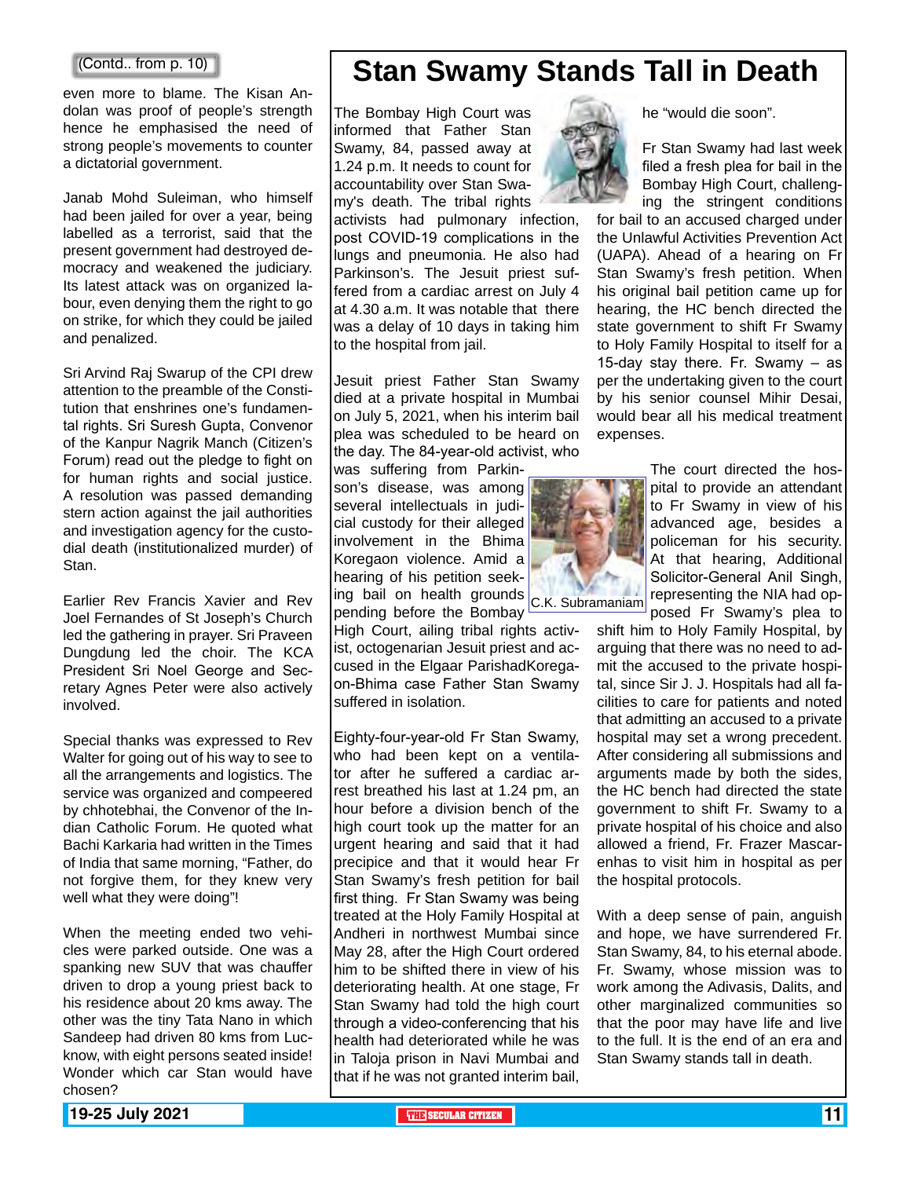(Contd.. from p. 10)

even more to blame. The Kisan Andolan was proof of people's strength hence he emphasised the need of strong people's movements to counter a dictatorial government.

Janab Mohd Suleiman, who himself had been jailed for over a year, being labelled as a terrorist, said that the present government had destroyed democracy and weakened the judiciary. Its latest attack was on organized labour, even denying them the right to go on strike, for which they could be jailed and penalized.

Sri Arvind Raj Swarup of the CPI drew attention to the preamble of the Constitution that enshrines one's fundamental rights. Sri Suresh Gupta, Convenor of the Kanpur Nagrik Manch (Citizen's Forum) read out the pledge to fight on for human rights and social justice. A resolution was passed demanding stern action against the jail authorities and investigation agency for the custodial death (institutionalized murder) of Stan.

Earlier Rev Francis Xavier and Rev Joel Fernandes of St Joseph's Church led the gathering in prayer. Sri Praveen Dungdung led the choir. The KCA President Sri Noel George and Secretary Agnes Peter were also actively involved.

Special thanks was expressed to Rev Walter for going out of his way to see to all the arrangements and logistics. The service was organized and compeered by chhotebhai, the Convenor of the Indian Catholic Forum. He quoted what Bachi Karkaria had written in the Times of India that same morning, "Father, do not forgive them, for they knew very well what they were doing"!

When the meeting ended two vehicles were parked outside. One was a spanking new SUV that was chauffer driven to drop a young priest back to his residence about 20 kms away. The other was the tiny Tata Nano in which Sandeep had driven 80 kms from Lucknow, with eight persons seated inside! Wonder which car Stan would have chosen?

# Stan Swamy Stands Tall in Death

The Bombay High Court was informed that Father Stan Swamy, 84, passed away at 1.24 p.m. It needs to count for accountability over Stan Swamy's death. The tribal rights activists had pulmonary infection, post COVID-19 complications in the lungs and pneumonia. He also had Parkinson's. The Jesuit priest suffered from a cardiac arrest on July 4 at 4.30 a.m. It was notable that there was a delay of 10 days in taking him to the hospital from jail.

Jesuit priest Father Stan Swamy died at a private hospital in Mumbai on July 5, 2021, when his interim bail plea was scheduled to be heard on the day. The 84-year-old activist, who was suffering from Parkinson's disease, was among several intellectuals in judicial custody for their alleged involvement in the Bhima Koregaon violence. Amid a hearing of his petition seeking bail on health grounds pending before the Bombay High Court, ailing tribal rights activist, octogenarian Jesuit priest and accused in the Elgaar ParishadKoregaon-Bhima case Father Stan Swamy suffered in isolation.

Eighty-four-year-old Fr Stan Swamy, who had been kept on a ventilator after he suffered a cardiac arrest breathed his last at 1.24 pm, an hour before a division bench of the high court took up the matter for an urgent hearing and said that it had precipice and that it would hear Fr Stan Swamy's fresh petition for bail first thing. Fr Stan Swamy was being treated at the Holy Family Hospital at Andheri in northwest Mumbai since May 28, after the High Court ordered him to be shifted there in view of his deteriorating health. At one stage, Fr Stan Swamy had told the high court through a video-conferencing that his health had deteriorated while he was in Taloja prison in Navi Mumbai and that if he was not granted interim bail, he "would die soon".

Fr Stan Swamy had last week filed a fresh plea for bail in the Bombay High Court, challenging the stringent conditions for bail to an accused charged under the Unlawful Activities Prevention Act (UAPA). Ahead of a hearing on Fr Stan Swamy's fresh petition. When his original bail petition came up for hearing, the HC bench directed the state government to shift Fr Swamy to Holy Family Hospital to itself for a 15-day stay there. Fr. Swamy – as per the undertaking given to the court by his senior counsel Mihir Desai, would bear all his medical treatment expenses.

C.K. Subramaniam

The court directed the hospital to provide an attendant to Fr Swamy in view of his advanced age, besides a policeman for his security. At that hearing, Additional Solicitor-General Anil Singh, representing the NIA had opposed Fr Swamy's plea to shift him to Holy Family Hospital, by arguing that there was no need to admit the accused to the private hospital, since Sir J. J. Hospitals had all facilities to care for patients and noted that admitting an accused to a private hospital may set a wrong precedent. After considering all submissions and arguments made by both the sides, the HC bench had directed the state government to shift Fr. Swamy to a private hospital of his choice and also allowed a friend, Fr. Frazer Mascarenhas to visit him in hospital as per the hospital protocols.

With a deep sense of pain, anguish and hope, we have surrendered Fr. Stan Swamy, 84, to his eternal abode. Fr. Swamy, whose mission was to work among the Adivasis, Dalits, and other marginalized communities so that the poor may have life and live to the full. It is the end of an era and Stan Swamy stands tall in death.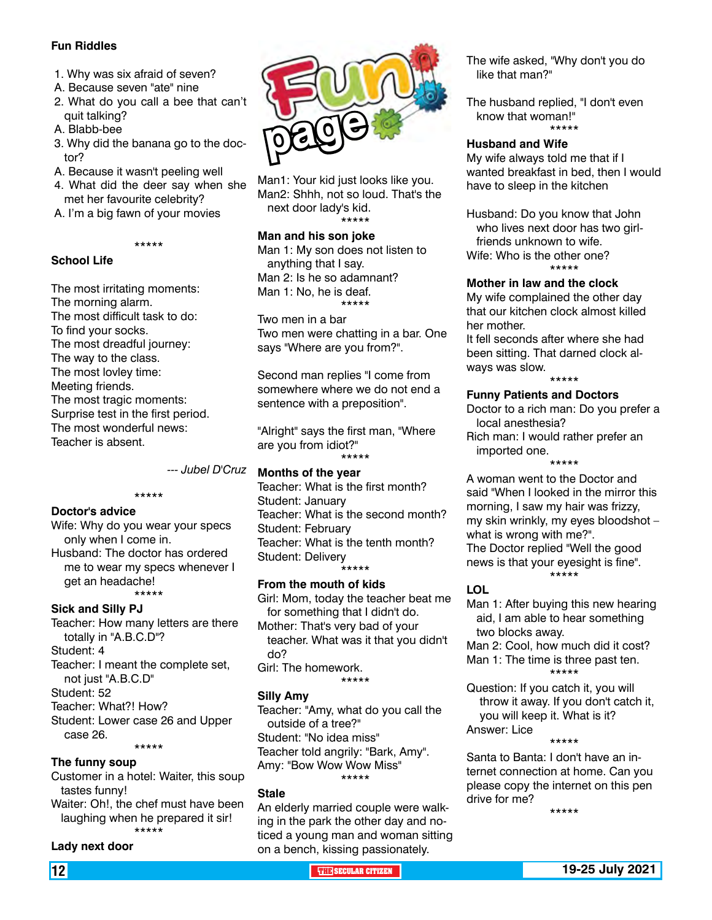### Fun Riddles

1. Why was six afraid of seven?
A. Because seven "ate" nine
2. What do you call a bee that can't quit talking?
A. Blabb-bee
3. Why did the banana go to the doctor?
A. Because it wasn't peeling well
4. What did the deer say when she met her favourite celebrity?
A. I'm a big fawn of your movies

*****

### School Life

The most irritating moments:
The morning alarm.
The most difficult task to do:
To find your socks.
The most dreadful journey:
The way to the class.
The most lovley time:
Meeting friends.
The most tragic moments:
Surprise test in the first period.
The most wonderful news:
Teacher is absent.

*--- Jubel D'Cruz*

*****

### Doctor's advice

Wife: Why do you wear your specs only when I come in.
Husband: The doctor has ordered me to wear my specs whenever I get an headache!

*****

### Sick and Silly PJ

Teacher: How many letters are there totally in "A.B.C.D"?
Student: 4
Teacher: I meant the complete set, not just "A.B.C.D"
Student: 52
Teacher: What?! How?
Student: Lower case 26 and Upper case 26.

*****

### The funny soup

Customer in a hotel: Waiter, this soup tastes funny!
Waiter: Oh!, the chef must have been laughing when he prepared it sir!

*****

### Lady next door

# Fun page

Man1: Your kid just looks like you.
Man2: Shhh, not so loud. That's the next door lady's kid.

*****

### Man and his son joke

Man 1: My son does not listen to anything that I say.
Man 2: Is he so adamnant?
Man 1: No, he is deaf.

*****

Two men in a bar
Two men were chatting in a bar. One says "Where are you from?".

Second man replies "I come from somewhere where we do not end a sentence with a preposition".

"Alright" says the first man, "Where are you from idiot?"

*****

### Months of the year

Teacher: What is the first month?
Student: January
Teacher: What is the second month?
Student: February
Teacher: What is the tenth month?
Student: Delivery

*****

### From the mouth of kids

Girl: Mom, today the teacher beat me for something that I didn't do.
Mother: That's very bad of your teacher. What was it that you didn't do?
Girl: The homework.

*****

### Silly Amy

Teacher: "Amy, what do you call the outside of a tree?"
Student: "No idea miss"
Teacher told angrily: "Bark, Amy".
Amy: "Bow Wow Wow Miss"

*****

### Stale

An elderly married couple were walking in the park the other day and noticed a young man and woman sitting on a bench, kissing passionately.

The wife asked, "Why don't you do like that man?"

The husband replied, "I don't even know that woman!"

*****

### Husband and Wife

My wife always told me that if I wanted breakfast in bed, then I would have to sleep in the kitchen

Husband: Do you know that John who lives next door has two girlfriends unknown to wife.
Wife: Who is the other one?

*****

### Mother in law and the clock

My wife complained the other day that our kitchen clock almost killed her mother.
It fell seconds after where she had been sitting. That darned clock always was slow.

*****

### Funny Patients and Doctors

Doctor to a rich man: Do you prefer a local anesthesia?
Rich man: I would rather prefer an imported one.

*****

A woman went to the Doctor and said "When I looked in the mirror this morning, I saw my hair was frizzy, my skin wrinkly, my eyes bloodshot – what is wrong with me?".
The Doctor replied "Well the good news is that your eyesight is fine".

*****

### LOL

Man 1: After buying this new hearing aid, I am able to hear something two blocks away.
Man 2: Cool, how much did it cost?
Man 1: The time is three past ten.

*****

Question: If you catch it, you will throw it away. If you don't catch it, you will keep it. What is it?
Answer: Lice

*****

Santa to Banta: I don't have an internet connection at home. Can you please copy the internet on this pen drive for me?

*****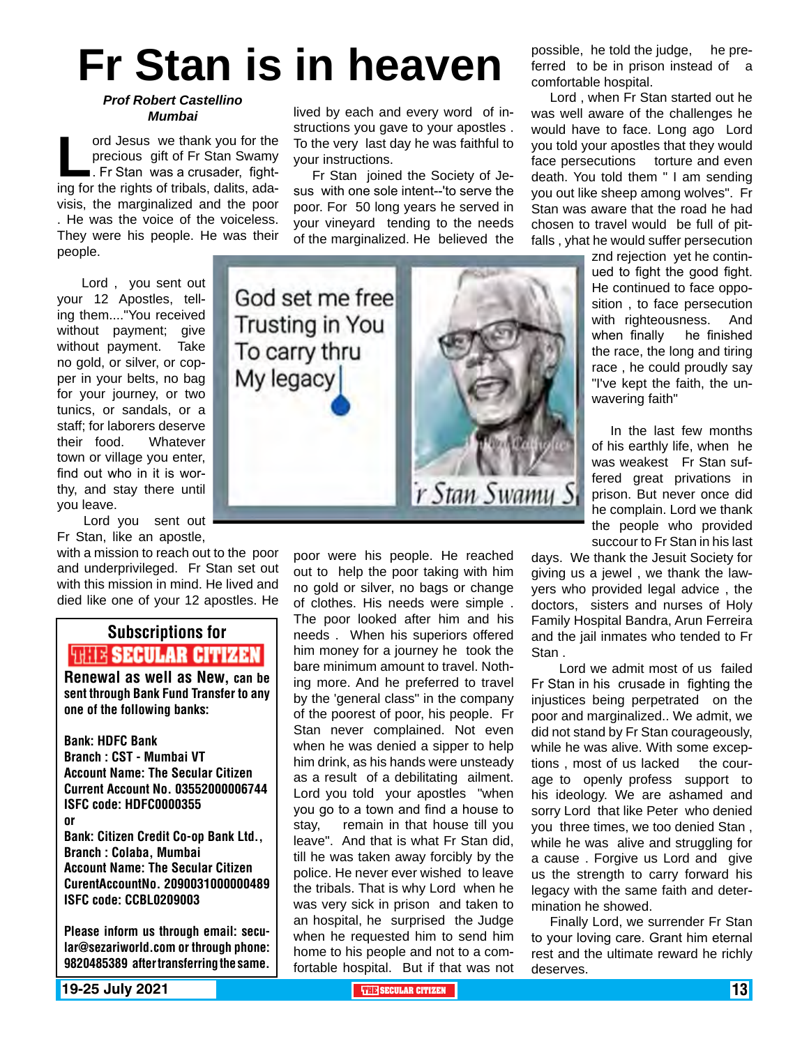# Fr Stan is in heaven

***Prof Robert Castellino***
***Mumbai***

Lord Jesus we thank you for the precious gift of Fr Stan Swamy . Fr Stan was a crusader, fighting for the rights of tribals, dalits, adavisis, the marginalized and the poor . He was the voice of the voiceless. They were his people. He was their people.

Lord , you sent out your 12 Apostles, telling them...."You received without payment; give without payment. Take no gold, or silver, or copper in your belts, no bag for your journey, or two tunics, or sandals, or a staff; for laborers deserve their food. Whatever town or village you enter, find out who in it is worthy, and stay there until you leave.

Lord you sent out Fr Stan, like an apostle, with a mission to reach out to the poor and underprivileged. Fr Stan set out with this mission in mind. He lived and died like one of your 12 apostles. He lived by each and every word of instructions you gave to your apostles . To the very last day he was faithful to your instructions.

Fr Stan joined the Society of Jesus with one sole intent--'to serve the poor. For 50 long years he served in your vineyard tending to the needs of the marginalized. He believed the poor were his people. He reached out to help the poor taking with him no gold or silver, no bags or change of clothes. His needs were simple . The poor looked after him and his needs . When his superiors offered him money for a journey he took the bare minimum amount to travel. Nothing more. And he preferred to travel by the 'general class" in the company of the poorest of poor, his people. Fr Stan never complained. Not even when he was denied a sipper to help him drink, as his hands were unsteady as a result of a debilitating ailment. Lord you told your apostles "when you go to a town and find a house to stay, remain in that house till you leave". And that is what Fr Stan did, till he was taken away forcibly by the police. He never ever wished to leave the tribals. That is why Lord when he was very sick in prison and taken to an hospital, he surprised the Judge when he requested him to send him home to his people and not to a comfortable hospital. But if that was not possible, he told the judge, he preferred to be in prison instead of a comfortable hospital.

God set me free
Trusting in You
To carry thru
My legacy

Fr Stan Swamy

Lord , when Fr Stan started out he was well aware of the challenges he would have to face. Long ago Lord you told your apostles that they would face persecutions torture and even death. You told them " I am sending you out like sheep among wolves". Fr Stan was aware that the road he had chosen to travel would be full of pitfalls , yhat he would suffer persecution znd rejection yet he continued to fight the good fight. He continued to face opposition , to face persecution with righteousness. And when finally he finished the race, the long and tiring race , he could proudly say "I've kept the faith, the unwavering faith"

In the last few months of his earthly life, when he was weakest Fr Stan suffered great privations in prison. But never once did he complain. Lord we thank the people who provided succour to Fr Stan in his last days. We thank the Jesuit Society for giving us a jewel , we thank the lawyers who provided legal advice , the doctors, sisters and nurses of Holy Family Hospital Bandra, Arun Ferreira and the jail inmates who tended to Fr Stan .

Lord we admit most of us failed Fr Stan in his crusade in fighting the injustices being perpetrated on the poor and marginalized.. We admit, we did not stand by Fr Stan courageously, while he was alive. With some exceptions , most of us lacked the courage to openly profess support to his ideology. We are ashamed and sorry Lord that like Peter who denied you three times, we too denied Stan , while he was alive and struggling for a cause . Forgive us Lord and give us the strength to carry forward his legacy with the same faith and determination he showed.

Finally Lord, we surrender Fr Stan to your loving care. Grant him eternal rest and the ultimate reward he richly deserves.

---

**Subscriptions for THE SECULAR CITIZEN**

**Renewal as well as New, can be sent through Bank Fund Transfer to any one of the following banks:**

**Bank: HDFC Bank**
**Branch : CST - Mumbai VT**
**Account Name: The Secular Citizen**
**Current Account No. 03552000006744**
**ISFC code: HDFC0000355**
**or**
**Bank: Citizen Credit Co-op Bank Ltd.,**
**Branch : Colaba, Mumbai**
**Account Name: The Secular Citizen**
**CurentAccountNo. 2090031000000489**
**ISFC code: CCBL0209003**

**Please inform us through email: secular@sezariworld.com or through phone: 9820485389 after transferring the same.**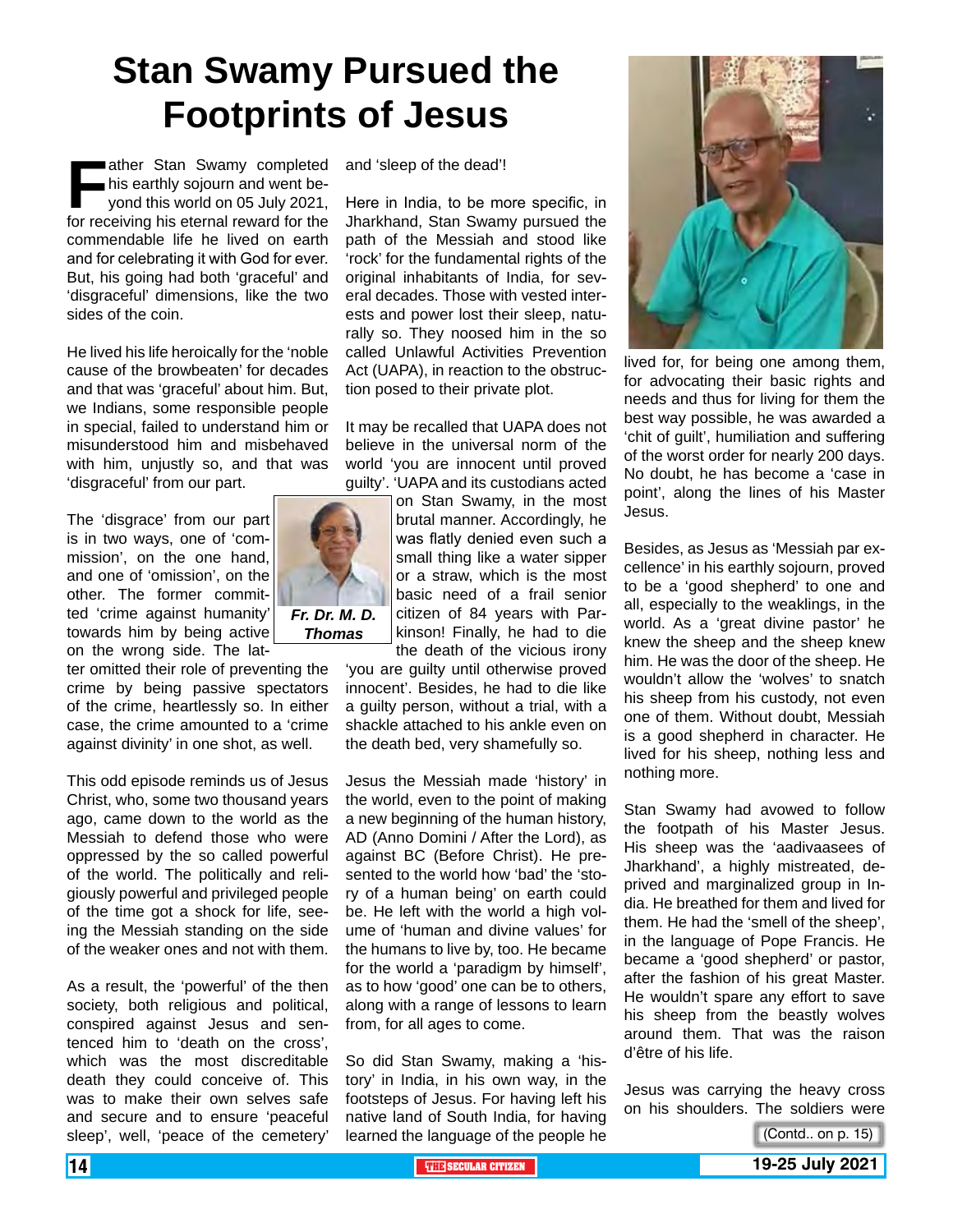# Stan Swamy Pursued the Footprints of Jesus

Father Stan Swamy completed his earthly sojourn and went beyond this world on 05 July 2021, for receiving his eternal reward for the commendable life he lived on earth and for celebrating it with God for ever. But, his going had both 'graceful' and 'disgraceful' dimensions, like the two sides of the coin.

He lived his life heroically for the 'noble cause of the browbeaten' for decades and that was 'graceful' about him. But, we Indians, some responsible people in special, failed to understand him or misunderstood him and misbehaved with him, unjustly so, and that was 'disgraceful' from our part.

The 'disgrace' from our part is in two ways, one of 'commission', on the one hand, and one of 'omission', on the other. The former committed 'crime against humanity' towards him by being active on the wrong side. The latter omitted their role of preventing the crime by being passive spectators of the crime, heartlessly so. In either case, the crime amounted to a 'crime against divinity' in one shot, as well.

***Fr. Dr. M. D. Thomas***

This odd episode reminds us of Jesus Christ, who, some two thousand years ago, came down to the world as the Messiah to defend those who were oppressed by the so called powerful of the world. The politically and religiously powerful and privileged people of the time got a shock for life, seeing the Messiah standing on the side of the weaker ones and not with them.

As a result, the 'powerful' of the then society, both religious and political, conspired against Jesus and sentenced him to 'death on the cross', which was the most discreditable death they could conceive of. This was to make their own selves safe and secure and to ensure 'peaceful sleep', well, 'peace of the cemetery' and 'sleep of the dead'!

Here in India, to be more specific, in Jharkhand, Stan Swamy pursued the path of the Messiah and stood like 'rock' for the fundamental rights of the original inhabitants of India, for several decades. Those with vested interests and power lost their sleep, naturally so. They noosed him in the so called Unlawful Activities Prevention Act (UAPA), in reaction to the obstruction posed to their private plot.

It may be recalled that UAPA does not believe in the universal norm of the world 'you are innocent until proved guilty'. 'UAPA and its custodians acted on Stan Swamy, in the most brutal manner. Accordingly, he was flatly denied even such a small thing like a water sipper or a straw, which is the most basic need of a frail senior citizen of 84 years with Parkinson! Finally, he had to die the death of the vicious irony 'you are guilty until otherwise proved innocent'. Besides, he had to die like a guilty person, without a trial, with a shackle attached to his ankle even on the death bed, very shamefully so.

Jesus the Messiah made 'history' in the world, even to the point of making a new beginning of the human history, AD (Anno Domini / After the Lord), as against BC (Before Christ). He presented to the world how 'bad' the 'story of a human being' on earth could be. He left with the world a high volume of 'human and divine values' for the humans to live by, too. He became for the world a 'paradigm by himself', as to how 'good' one can be to others, along with a range of lessons to learn from, for all ages to come.

So did Stan Swamy, making a 'history' in India, in his own way, in the footsteps of Jesus. For having left his native land of South India, for having learned the language of the people he lived for, for being one among them, for advocating their basic rights and needs and thus for living for them the best way possible, he was awarded a 'chit of guilt', humiliation and suffering of the worst order for nearly 200 days. No doubt, he has become a 'case in point', along the lines of his Master Jesus.

Besides, as Jesus as 'Messiah par excellence' in his earthly sojourn, proved to be a 'good shepherd' to one and all, especially to the weaklings, in the world. As a 'great divine pastor' he knew the sheep and the sheep knew him. He was the door of the sheep. He wouldn't allow the 'wolves' to snatch his sheep from his custody, not even one of them. Without doubt, Messiah is a good shepherd in character. He lived for his sheep, nothing less and nothing more.

Stan Swamy had avowed to follow the footpath of his Master Jesus. His sheep was the 'aadivaasees of Jharkhand', a highly mistreated, deprived and marginalized group in India. He breathed for them and lived for them. He had the 'smell of the sheep', in the language of Pope Francis. He became a 'good shepherd' or pastor, after the fashion of his great Master. He wouldn't spare any effort to save his sheep from the beastly wolves around them. That was the raison d'être of his life.

Jesus was carrying the heavy cross on his shoulders. The soldiers were

(Contd.. on p. 15)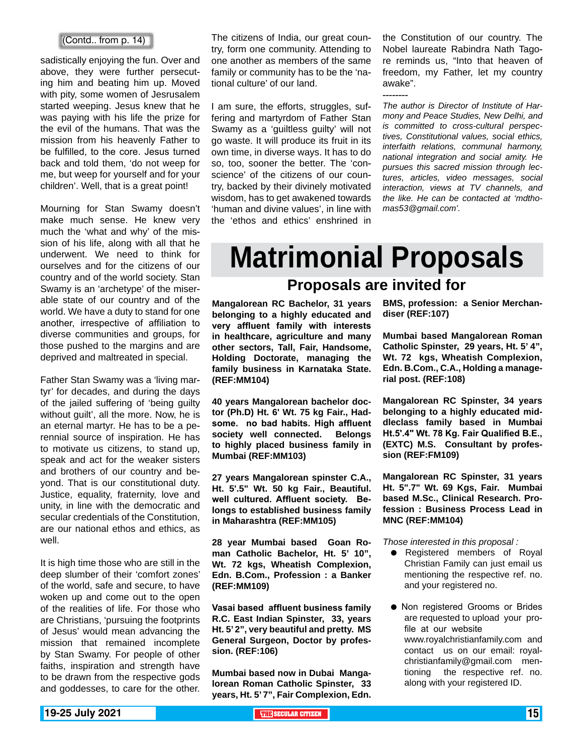(Contd.. from p. 14)

sadistically enjoying the fun. Over and above, they were further persecuting him and beating him up. Moved with pity, some women of Jesrusalem started weeping. Jesus knew that he was paying with his life the prize for the evil of the humans. That was the mission from his heavenly Father to be fulfilled, to the core. Jesus turned back and told them, 'do not weep for me, but weep for yourself and for your children'. Well, that is a great point!

Mourning for Stan Swamy doesn't make much sense. He knew very much the 'what and why' of the mission of his life, along with all that he underwent. We need to think for ourselves and for the citizens of our country and of the world society. Stan Swamy is an 'archetype' of the miserable state of our country and of the world. We have a duty to stand for one another, irrespective of affiliation to diverse communities and groups, for those pushed to the margins and are deprived and maltreated in special.

Father Stan Swamy was a 'living martyr' for decades, and during the days of the jailed suffering of 'being guilty without guilt', all the more. Now, he is an eternal martyr. He has to be a perennial source of inspiration. He has to motivate us citizens, to stand up, speak and act for the weaker sisters and brothers of our country and beyond. That is our constitutional duty. Justice, equality, fraternity, love and unity, in line with the democratic and secular credentials of the Constitution, are our national ethos and ethics, as well.

It is high time those who are still in the deep slumber of their 'comfort zones' of the world, safe and secure, to have woken up and come out to the open of the realities of life. For those who are Christians, 'pursuing the footprints of Jesus' would mean advancing the mission that remained incomplete by Stan Swamy. For people of other faiths, inspiration and strength have to be drawn from the respective gods and goddesses, to care for the other.

The citizens of India, our great country, form one community. Attending to one another as members of the same family or community has to be the 'national culture' of our land.

I am sure, the efforts, struggles, suffering and martyrdom of Father Stan Swamy as a 'guiltless guilty' will not go waste. It will produce its fruit in its own time, in diverse ways. It has to do so, too, sooner the better. The 'conscience' of the citizens of our country, backed by their divinely motivated wisdom, has to get awakened towards 'human and divine values', in line with the 'ethos and ethics' enshrined in the Constitution of our country. The Nobel laureate Rabindra Nath Tagore reminds us, "Into that heaven of freedom, my Father, let my country awake".

--------

*The author is Director of Institute of Harmony and Peace Studies, New Delhi, and is committed to cross-cultural perspectives, Constitutional values, social ethics, interfaith relations, communal harmony, national integration and social amity. He pursues this sacred mission through lectures, articles, video messages, social interaction, views at TV channels, and the like. He can be contacted at 'mdthomas53@gmail.com'.*

# Matrimonial Proposals

## Proposals are invited for

**Mangalorean RC Bachelor, 31 years belonging to a highly educated and very affluent family with interests in healthcare, agriculture and many other sectors, Tall, Fair, Handsome, Holding Doctorate, managing the family business in Karnataka State. (REF:MM104)**

**40 years Mangalorean bachelor doctor (Ph.D) Ht. 6' Wt. 75 kg Fair., Handsome. no bad habits. High affluent society well connected. Belongs to highly placed business family in Mumbai (REF:MM103)**

**27 years Mangalorean spinster C.A., Ht. 5'.5" Wt. 50 kg Fair., Beautiful. well cultured. Affluent society. Belongs to established business family in Maharashtra (REF:MM105)**

**28 year Mumbai based Goan Roman Catholic Bachelor, Ht. 5' 10", Wt. 72 kgs, Wheatish Complexion, Edn. B.Com., Profession : a Banker (REF:MM109)**

**Vasai based affluent business family R.C. East Indian Spinster, 33, years Ht. 5' 2", very beautiful and pretty. MS General Surgeon, Doctor by profession. (REF:106)**

**Mumbai based now in Dubai Mangalorean Roman Catholic Spinster, 33 years, Ht. 5' 7", Fair Complexion, Edn. BMS, profession: a Senior Merchandiser (REF:107)**

**Mumbai based Mangalorean Roman Catholic Spinster, 29 years, Ht. 5' 4", Wt. 72 kgs, Wheatish Complexion, Edn. B.Com., C.A., Holding a managerial post. (REF:108)**

**Mangalorean RC Spinster, 34 years belonging to a highly educated middleclass family based in Mumbai Ht.5'.4" Wt. 78 Kg. Fair Qualified B.E., (EXTC) M.S. Consultant by profession (REF:FM109)**

**Mangalorean RC Spinster, 31 years Ht. 5".7" Wt. 69 Kgs, Fair. Mumbai based M.Sc., Clinical Research. Profession : Business Process Lead in MNC (REF:MM104)**

*Those interested in this proposal :*

- Registered members of Royal Christian Family can just email us mentioning the respective ref. no. and your registered no.
- Non registered Grooms or Brides are requested to upload your profile at our website www.royalchristianfamily.com and contact us on our email: royalchristianfamily@gmail.com mentioning the respective ref. no. along with your registered ID.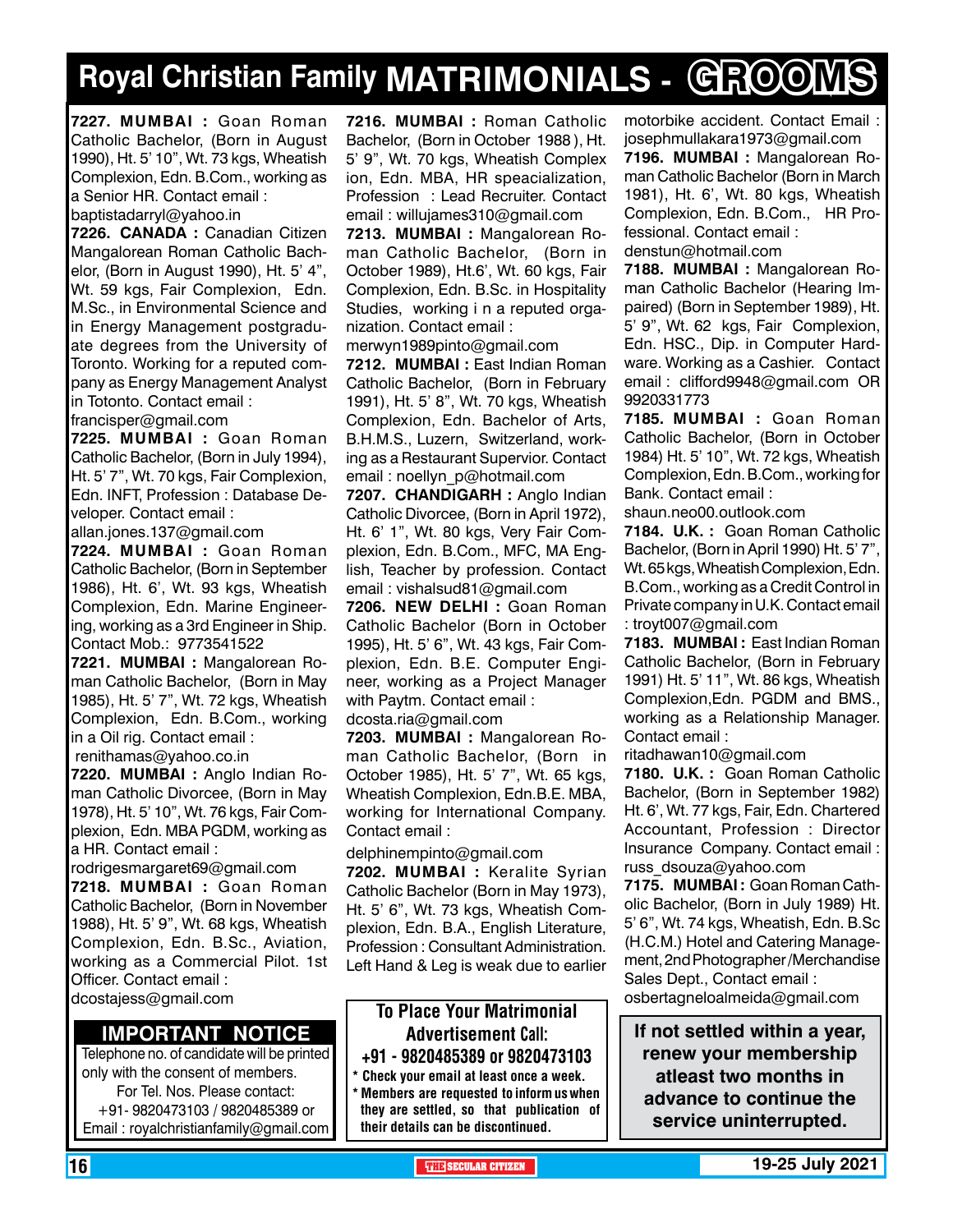# Royal Christian Family MATRIMONIALS - GROOMS

**7227. MUMBAI :** Goan Roman Catholic Bachelor, (Born in August 1990), Ht. 5' 10", Wt. 73 kgs, Wheatish Complexion, Edn. B.Com., working as a Senior HR. Contact email : baptistadarryl@yahoo.in

**7226. CANADA :** Canadian Citizen Mangalorean Roman Catholic Bachelor, (Born in August 1990), Ht. 5' 4", Wt. 59 kgs, Fair Complexion, Edn. M.Sc., in Environmental Science and in Energy Management postgraduate degrees from the University of Toronto. Working for a reputed company as Energy Management Analyst in Totonto. Contact email : francisper@gmail.com

**7225. MUMBAI :** Goan Roman Catholic Bachelor, (Born in July 1994), Ht. 5' 7", Wt. 70 kgs, Fair Complexion, Edn. INFT, Profession : Database Developer. Contact email : allan.jones.137@gmail.com

**7224. MUMBAI :** Goan Roman Catholic Bachelor, (Born in September 1986), Ht. 6', Wt. 93 kgs, Wheatish Complexion, Edn. Marine Engineering, working as a 3rd Engineer in Ship. Contact Mob.: 9773541522

**7221. MUMBAI :** Mangalorean Roman Catholic Bachelor, (Born in May 1985), Ht. 5' 7", Wt. 72 kgs, Wheatish Complexion, Edn. B.Com., working in a Oil rig. Contact email : renithamas@yahoo.co.in

**7220. MUMBAI :** Anglo Indian Roman Catholic Divorcee, (Born in May 1978), Ht. 5' 10", Wt. 76 kgs, Fair Complexion, Edn. MBA PGDM, working as a HR. Contact email : rodrigesmargaret69@gmail.com

**7218. MUMBAI :** Goan Roman Catholic Bachelor, (Born in November 1988), Ht. 5' 9", Wt. 68 kgs, Wheatish Complexion, Edn. B.Sc., Aviation, working as a Commercial Pilot. 1st Officer. Contact email : dcostajess@gmail.com

**7216. MUMBAI :** Roman Catholic Bachelor, (Born in October 1988 ), Ht. 5' 9", Wt. 70 kgs, Wheatish Complexion, Edn. MBA, HR speacialization, Profession : Lead Recruiter. Contact email : willujames310@gmail.com

**7213. MUMBAI :** Mangalorean Roman Catholic Bachelor, (Born in October 1989), Ht.6', Wt. 60 kgs, Fair Complexion, Edn. B.Sc. in Hospitality Studies, working i n a reputed organization. Contact email : merwyn1989pinto@gmail.com

**7212. MUMBAI :** East Indian Roman Catholic Bachelor, (Born in February 1991), Ht. 5' 8", Wt. 70 kgs, Wheatish Complexion, Edn. Bachelor of Arts, B.H.M.S., Luzern, Switzerland, working as a Restaurant Supervior. Contact email : noellyn_p@hotmail.com

**7207. CHANDIGARH :** Anglo Indian Catholic Divorcee, (Born in April 1972), Ht. 6' 1", Wt. 80 kgs, Very Fair Complexion, Edn. B.Com., MFC, MA English, Teacher by profession. Contact email : vishalsud81@gmail.com

**7206. NEW DELHI :** Goan Roman Catholic Bachelor (Born in October 1995), Ht. 5' 6", Wt. 43 kgs, Fair Complexion, Edn. B.E. Computer Engineer, working as a Project Manager with Paytm. Contact email : dcosta.ria@gmail.com

**7203. MUMBAI :** Mangalorean Roman Catholic Bachelor, (Born in October 1985), Ht. 5' 7", Wt. 65 kgs, Wheatish Complexion, Edn.B.E. MBA, working for International Company. Contact email : delphinempinto@gmail.com

**7202. MUMBAI :** Keralite Syrian Catholic Bachelor (Born in May 1973), Ht. 5' 6", Wt. 73 kgs, Wheatish Complexion, Edn. B.A., English Literature, Profession : Consultant Administration. Left Hand & Leg is weak due to earlier motorbike accident. Contact Email : josephmullakara1973@gmail.com

**7196. MUMBAI :** Mangalorean Roman Catholic Bachelor (Born in March 1981), Ht. 6', Wt. 80 kgs, Wheatish Complexion, Edn. B.Com., HR Professional. Contact email : denstun@hotmail.com

**7188. MUMBAI :** Mangalorean Roman Catholic Bachelor (Hearing Impaired) (Born in September 1989), Ht. 5' 9", Wt. 62 kgs, Fair Complexion, Edn. HSC., Dip. in Computer Hardware. Working as a Cashier. Contact email : clifford9948@gmail.com OR 9920331773

**7185. MUMBAI :** Goan Roman Catholic Bachelor, (Born in October 1984) Ht. 5' 10", Wt. 72 kgs, Wheatish Complexion, Edn. B.Com., working for Bank. Contact email : shaun.neo00.outlook.com

**7184. U.K. :** Goan Roman Catholic Bachelor, (Born in April 1990) Ht. 5' 7", Wt. 65 kgs, Wheatish Complexion, Edn. B.Com., working as a Credit Control in Private company in U.K. Contact email : troyt007@gmail.com

**7183. MUMBAI :** East Indian Roman Catholic Bachelor, (Born in February 1991) Ht. 5' 11", Wt. 86 kgs, Wheatish Complexion,Edn. PGDM and BMS., working as a Relationship Manager. Contact email : ritadhawan10@gmail.com

**7180. U.K. :** Goan Roman Catholic Bachelor, (Born in September 1982) Ht. 6', Wt. 77 kgs, Fair, Edn. Chartered Accountant, Profession : Director Insurance Company. Contact email : russ_dsouza@yahoo.com

**7175. MUMBAI :** Goan Roman Catholic Bachelor, (Born in July 1989) Ht. 5' 6", Wt. 74 kgs, Wheatish, Edn. B.Sc (H.C.M.) Hotel and Catering Management, 2nd Photographer/Merchandise Sales Dept., Contact email : osbertagneloalmeida@gmail.com

## IMPORTANT NOTICE

Telephone no. of candidate will be printed only with the consent of members.
For Tel. Nos. Please contact:
+91- 9820473103 / 9820485389 or
Email : royalchristianfamily@gmail.com

**To Place Your Matrimonial Advertisement Call:**
**+91 - 9820485389 or 9820473103**

- Check your email at least once a week.
- Members are requested to inform us when they are settled, so that publication of their details can be discontinued.

**If not settled within a year, renew your membership atleast two months in advance to continue the service uninterrupted.**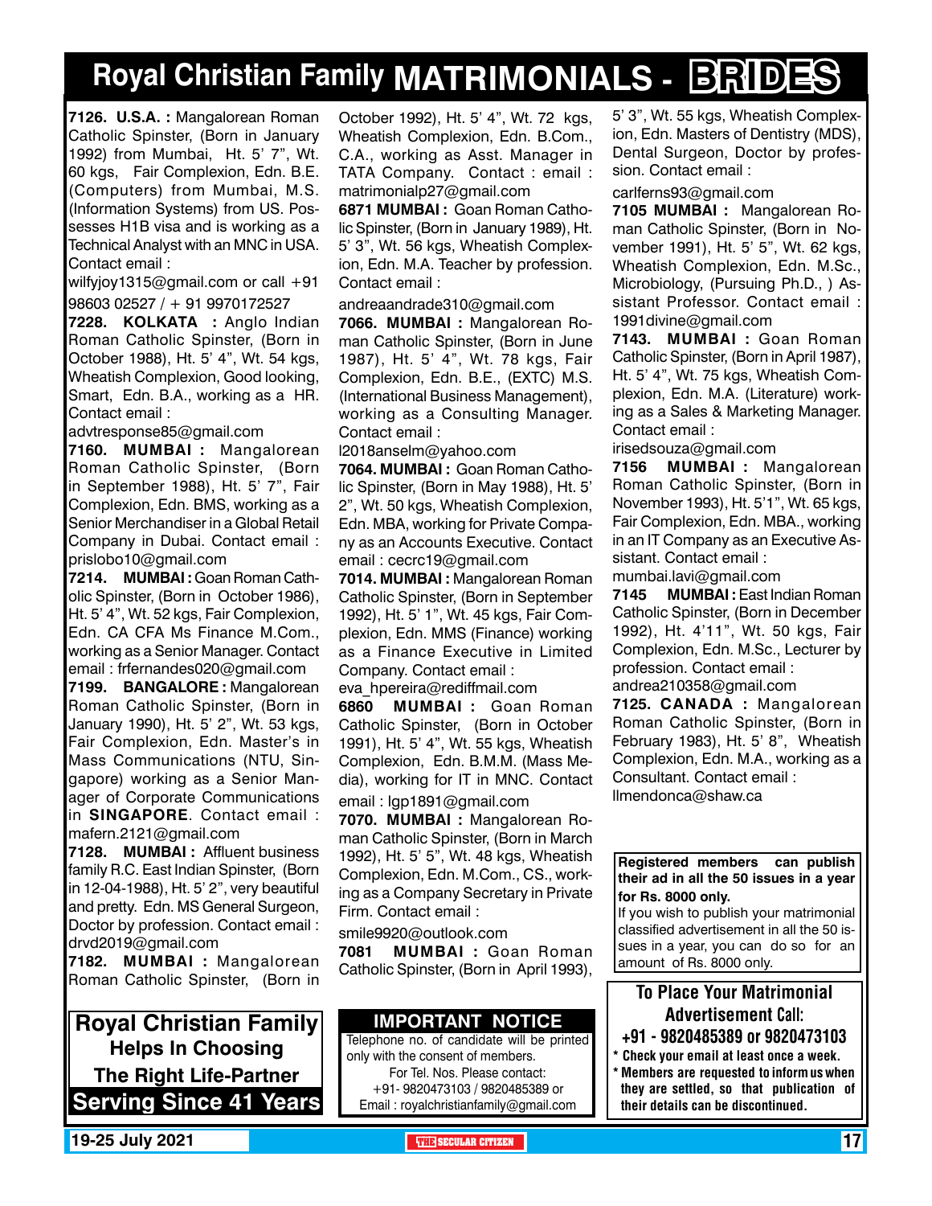# Royal Christian Family MATRIMONIALS - BRIDES

**7126. U.S.A. :** Mangalorean Roman Catholic Spinster, (Born in January 1992) from Mumbai, Ht. 5' 7", Wt. 60 kgs, Fair Complexion, Edn. B.E. (Computers) from Mumbai, M.S. (Information Systems) from US. Possesses H1B visa and is working as a Technical Analyst with an MNC in USA. Contact email : wilfyjoy1315@gmail.com or call +91 98603 02527 / + 91 9970172527

**7228. KOLKATA :** Anglo Indian Roman Catholic Spinster, (Born in October 1988), Ht. 5' 4", Wt. 54 kgs, Wheatish Complexion, Good looking, Smart, Edn. B.A., working as a HR. Contact email : advtresponse85@gmail.com

**7160. MUMBAI :** Mangalorean Roman Catholic Spinster, (Born in September 1988), Ht. 5' 7", Fair Complexion, Edn. BMS, working as a Senior Merchandiser in a Global Retail Company in Dubai. Contact email : prislobo10@gmail.com

**7214. MUMBAI :** Goan Roman Catholic Spinster, (Born in October 1986), Ht. 5' 4", Wt. 52 kgs, Fair Complexion, Edn. CA CFA Ms Finance M.Com., working as a Senior Manager. Contact email : frfernandes020@gmail.com

**7199. BANGALORE :** Mangalorean Roman Catholic Spinster, (Born in January 1990), Ht. 5' 2", Wt. 53 kgs, Fair Complexion, Edn. Master's in Mass Communications (NTU, Singapore) working as a Senior Manager of Corporate Communications in **SINGAPORE**. Contact email : mafern.2121@gmail.com

**7128. MUMBAI :** Affluent business family R.C. East Indian Spinster, (Born in 12-04-1988), Ht. 5' 2", very beautiful and pretty. Edn. MS General Surgeon, Doctor by profession. Contact email : drvd2019@gmail.com

**7182. MUMBAI :** Mangalorean Roman Catholic Spinster, (Born in October 1992), Ht. 5' 4", Wt. 72 kgs, Wheatish Complexion, Edn. B.Com., C.A., working as Asst. Manager in TATA Company. Contact : email : matrimonialp27@gmail.com

**6871 MUMBAI :** Goan Roman Catholic Spinster, (Born in January 1989), Ht. 5' 3", Wt. 56 kgs, Wheatish Complexion, Edn. M.A. Teacher by profession. Contact email : andreaandrade310@gmail.com

**7066. MUMBAI :** Mangalorean Roman Catholic Spinster, (Born in June 1987), Ht. 5' 4", Wt. 78 kgs, Fair Complexion, Edn. B.E., (EXTC) M.S. (International Business Management), working as a Consulting Manager. Contact email : l2018anselm@yahoo.com

**7064. MUMBAI :** Goan Roman Catholic Spinster, (Born in May 1988), Ht. 5' 2", Wt. 50 kgs, Wheatish Complexion, Edn. MBA, working for Private Company as an Accounts Executive. Contact email : cecrc19@gmail.com

**7014. MUMBAI :** Mangalorean Roman Catholic Spinster, (Born in September 1992), Ht. 5' 1", Wt. 45 kgs, Fair Complexion, Edn. MMS (Finance) working as a Finance Executive in Limited Company. Contact email : eva_hpereira@rediffmail.com

**6860 MUMBAI :** Goan Roman Catholic Spinster, (Born in October 1991), Ht. 5' 4", Wt. 55 kgs, Wheatish Complexion, Edn. B.M.M. (Mass Media), working for IT in MNC. Contact email : lgp1891@gmail.com

**7070. MUMBAI :** Mangalorean Roman Catholic Spinster, (Born in March 1992), Ht. 5' 5", Wt. 48 kgs, Wheatish Complexion, Edn. M.Com., CS., working as a Company Secretary in Private Firm. Contact email : smile9920@outlook.com

**7081 MUMBAI :** Goan Roman Catholic Spinster, (Born in April 1993), 5' 3", Wt. 55 kgs, Wheatish Complexion, Edn. Masters of Dentistry (MDS), Dental Surgeon, Doctor by profession. Contact email : carlferns93@gmail.com

**7105 MUMBAI :** Mangalorean Roman Catholic Spinster, (Born in November 1991), Ht. 5' 5", Wt. 62 kgs, Wheatish Complexion, Edn. M.Sc., Microbiology, (Pursuing Ph.D., ) Assistant Professor. Contact email : 1991divine@gmail.com

**7143. MUMBAI :** Goan Roman Catholic Spinster, (Born in April 1987), Ht. 5' 4", Wt. 75 kgs, Wheatish Complexion, Edn. M.A. (Literature) working as a Sales & Marketing Manager. Contact email : irisedsouza@gmail.com

**7156 MUMBAI :** Mangalorean Roman Catholic Spinster, (Born in November 1993), Ht. 5'1", Wt. 65 kgs, Fair Complexion, Edn. MBA., working in an IT Company as an Executive Assistant. Contact email : mumbai.lavi@gmail.com

**7145 MUMBAI :** East Indian Roman Catholic Spinster, (Born in December 1992), Ht. 4'11", Wt. 50 kgs, Fair Complexion, Edn. M.Sc., Lecturer by profession. Contact email : andrea210358@gmail.com

**7125. CANADA :** Mangalorean Roman Catholic Spinster, (Born in February 1983), Ht. 5' 8", Wheatish Complexion, Edn. M.A., working as a Consultant. Contact email : llmendonca@shaw.ca

**Royal Christian Family**
**Helps In Choosing**
**The Right Life-Partner**
**Serving Since 41 Years**

**IMPORTANT NOTICE**

Telephone no. of candidate will be printed only with the consent of members.
For Tel. Nos. Please contact:
+91- 9820473103 / 9820485389 or
Email : royalchristianfamily@gmail.com

**Registered members can publish their ad in all the 50 issues in a year for Rs. 8000 only.**
If you wish to publish your matrimonial classified advertisement in all the 50 issues in a year, you can do so for an amount of Rs. 8000 only.

**To Place Your Matrimonial Advertisement Call:**
**+91 - 9820485389 or 9820473103**

- **Check your email at least once a week.**
- **Members are requested to inform us when they are settled, so that publication of their details can be discontinued.**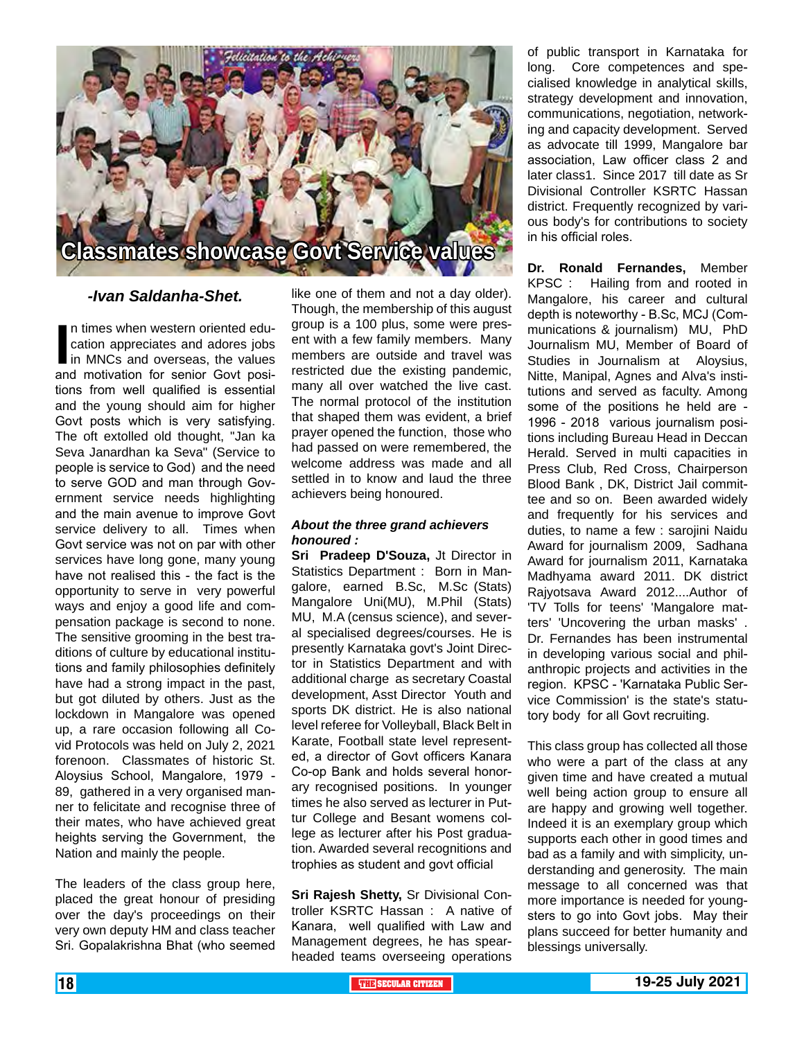# Classmates showcase Govt Service values

*-Ivan Saldanha-Shet.*

In times when western oriented education appreciates and adores jobs in MNCs and overseas, the values and motivation for senior Govt positions from well qualified is essential and the young should aim for higher Govt posts which is very satisfying. The oft extolled old thought, "Jan ka Seva Janardhan ka Seva" (Service to people is service to God) and the need to serve GOD and man through Government service needs highlighting and the main avenue to improve Govt service delivery to all. Times when Govt service was not on par with other services have long gone, many young have not realised this - the fact is the opportunity to serve in very powerful ways and enjoy a good life and compensation package is second to none. The sensitive grooming in the best traditions of culture by educational institutions and family philosophies definitely have had a strong impact in the past, but got diluted by others. Just as the lockdown in Mangalore was opened up, a rare occasion following all Covid Protocols was held on July 2, 2021 forenoon. Classmates of historic St. Aloysius School, Mangalore, 1979 - 89, gathered in a very organised manner to felicitate and recognise three of their mates, who have achieved great heights serving the Government, the Nation and mainly the people.

The leaders of the class group here, placed the great honour of presiding over the day's proceedings on their very own deputy HM and class teacher Sri. Gopalakrishna Bhat (who seemed like one of them and not a day older). Though, the membership of this august group is a 100 plus, some were present with a few family members. Many members are outside and travel was restricted due the existing pandemic, many all over watched the live cast. The normal protocol of the institution that shaped them was evident, a brief prayer opened the function, those who had passed on were remembered, the welcome address was made and all settled in to know and laud the three achievers being honoured.

***About the three grand achievers honoured :***

**Sri Pradeep D'Souza,** Jt Director in Statistics Department : Born in Mangalore, earned B.Sc, M.Sc (Stats) Mangalore Uni(MU), M.Phil (Stats) MU, M.A (census science), and several specialised degrees/courses. He is presently Karnataka govt's Joint Director in Statistics Department and with additional charge as secretary Coastal development, Asst Director Youth and sports DK district. He is also national level referee for Volleyball, Black Belt in Karate, Football state level represented, a director of Govt officers Kanara Co-op Bank and holds several honorary recognised positions. In younger times he also served as lecturer in Puttur College and Besant womens college as lecturer after his Post graduation. Awarded several recognitions and trophies as student and govt official

**Sri Rajesh Shetty,** Sr Divisional Controller KSRTC Hassan : A native of Kanara, well qualified with Law and Management degrees, he has spearheaded teams overseeing operations of public transport in Karnataka for long. Core competences and specialised knowledge in analytical skills, strategy development and innovation, communications, negotiation, networking and capacity development. Served as advocate till 1999, Mangalore bar association, Law officer class 2 and later class1. Since 2017 till date as Sr Divisional Controller KSRTC Hassan district. Frequently recognized by various body's for contributions to society in his official roles.

**Dr. Ronald Fernandes,** Member KPSC : Hailing from and rooted in Mangalore, his career and cultural depth is noteworthy - B.Sc, MCJ (Communications & journalism) MU, PhD Journalism MU, Member of Board of Studies in Journalism at Aloysius, Nitte, Manipal, Agnes and Alva's institutions and served as faculty. Among some of the positions he held are - 1996 - 2018 various journalism positions including Bureau Head in Deccan Herald. Served in multi capacities in Press Club, Red Cross, Chairperson Blood Bank , DK, District Jail committee and so on. Been awarded widely and frequently for his services and duties, to name a few : sarojini Naidu Award for journalism 2009, Sadhana Award for journalism 2011, Karnataka Madhyama award 2011. DK district Rajyotsava Award 2012....Author of 'TV Tolls for teens' 'Mangalore matters' 'Uncovering the urban masks' . Dr. Fernandes has been instrumental in developing various social and philanthropic projects and activities in the region. KPSC - 'Karnataka Public Service Commission' is the state's statutory body for all Govt recruiting.

This class group has collected all those who were a part of the class at any given time and have created a mutual well being action group to ensure all are happy and growing well together. Indeed it is an exemplary group which supports each other in good times and bad as a family and with simplicity, understanding and generosity. The main message to all concerned was that more importance is needed for youngsters to go into Govt jobs. May their plans succeed for better humanity and blessings universally.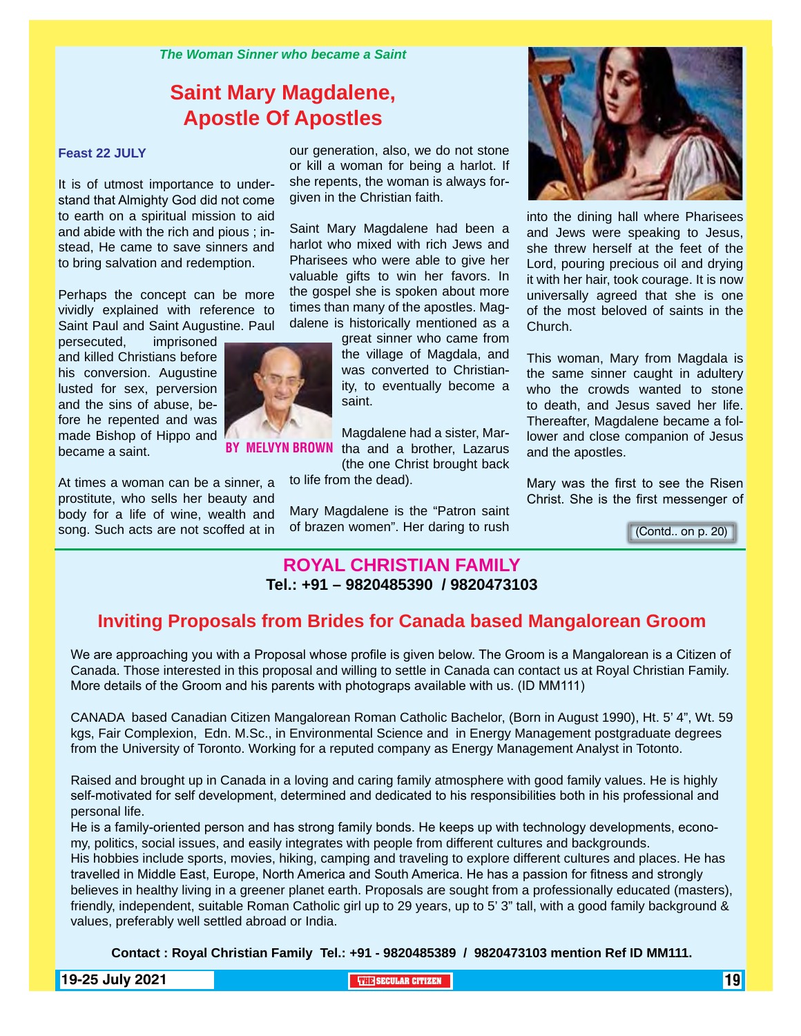*The Woman Sinner who became a Saint*

# Saint Mary Magdalene, Apostle Of Apostles

**Feast 22 JULY**

BY MELVYN BROWN

It is of utmost importance to understand that Almighty God did not come to earth on a spiritual mission to aid and abide with the rich and pious ; instead, He came to save sinners and to bring salvation and redemption.

Perhaps the concept can be more vividly explained with reference to Saint Paul and Saint Augustine. Paul persecuted, imprisoned and killed Christians before his conversion. Augustine lusted for sex, perversion and the sins of abuse, before he repented and was made Bishop of Hippo and became a saint.

At times a woman can be a sinner, a prostitute, who sells her beauty and body for a life of wine, wealth and song. Such acts are not scoffed at in our generation, also, we do not stone or kill a woman for being a harlot. If she repents, the woman is always forgiven in the Christian faith.

Saint Mary Magdalene had been a harlot who mixed with rich Jews and Pharisees who were able to give her valuable gifts to win her favors. In the gospel she is spoken about more times than many of the apostles. Magdalene is historically mentioned as a great sinner who came from the village of Magdala, and was converted to Christianity, to eventually become a saint.

Magdalene had a sister, Martha and a brother, Lazarus (the one Christ brought back to life from the dead).

Mary Magdalene is the "Patron saint of brazen women". Her daring to rush into the dining hall where Pharisees and Jews were speaking to Jesus, she threw herself at the feet of the Lord, pouring precious oil and drying it with her hair, took courage. It is now universally agreed that she is one of the most beloved of saints in the Church.

This woman, Mary from Magdala is the same sinner caught in adultery who the crowds wanted to stone to death, and Jesus saved her life. Thereafter, Magdalene became a follower and close companion of Jesus and the apostles.

Mary was the first to see the Risen Christ. She is the first messenger of

(Contd.. on p. 20)

---

## ROYAL CHRISTIAN FAMILY

**Tel.: +91 – 9820485390 / 9820473103**

## Inviting Proposals from Brides for Canada based Mangalorean Groom

We are approaching you with a Proposal whose profile is given below. The Groom is a Mangalorean is a Citizen of Canada. Those interested in this proposal and willing to settle in Canada can contact us at Royal Christian Family. More details of the Groom and his parents with photograps available with us. (ID MM111)

CANADA based Canadian Citizen Mangalorean Roman Catholic Bachelor, (Born in August 1990), Ht. 5' 4", Wt. 59 kgs, Fair Complexion, Edn. M.Sc., in Environmental Science and in Energy Management postgraduate degrees from the University of Toronto. Working for a reputed company as Energy Management Analyst in Totonto.

Raised and brought up in Canada in a loving and caring family atmosphere with good family values. He is highly self-motivated for self development, determined and dedicated to his responsibilities both in his professional and personal life.

He is a family-oriented person and has strong family bonds. He keeps up with technology developments, economy, politics, social issues, and easily integrates with people from different cultures and backgrounds.

His hobbies include sports, movies, hiking, camping and traveling to explore different cultures and places. He has travelled in Middle East, Europe, North America and South America. He has a passion for fitness and strongly believes in healthy living in a greener planet earth. Proposals are sought from a professionally educated (masters), friendly, independent, suitable Roman Catholic girl up to 29 years, up to 5' 3" tall, with a good family background & values, preferably well settled abroad or India.

**Contact : Royal Christian Family Tel.: +91 - 9820485389 / 9820473103 mention Ref ID MM111.**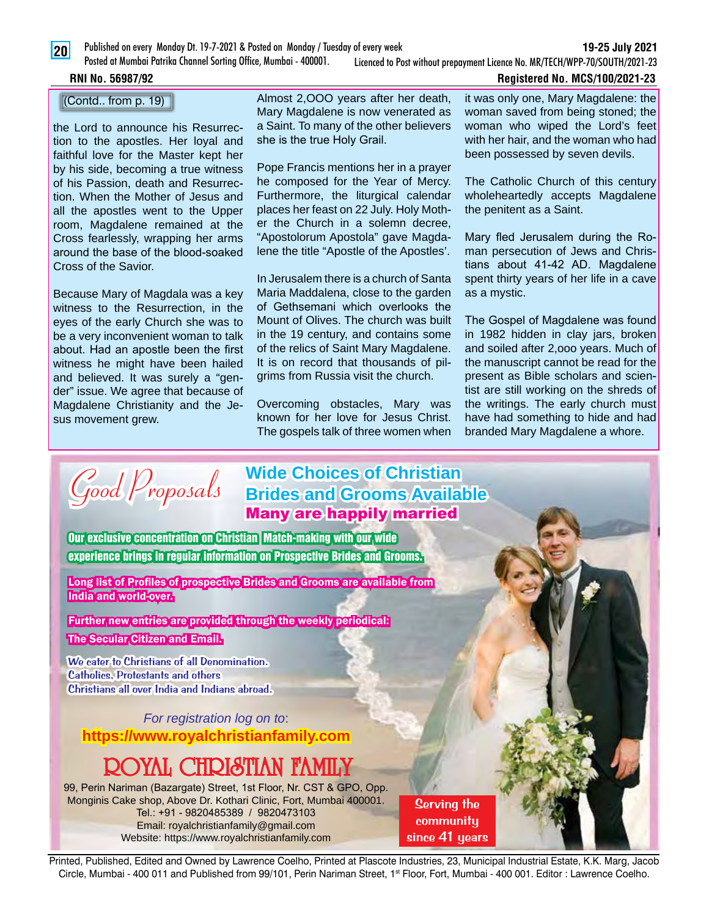(Contd.. from p. 19)

the Lord to announce his Resurrection to the apostles. Her loyal and faithful love for the Master kept her by his side, becoming a true witness of his Passion, death and Resurrection. When the Mother of Jesus and all the apostles went to the Upper room, Magdalene remained at the Cross fearlessly, wrapping her arms around the base of the blood-soaked Cross of the Savior.

Because Mary of Magdala was a key witness to the Resurrection, in the eyes of the early Church she was to be a very inconvenient woman to talk about. Had an apostle been the first witness he might have been hailed and believed. It was surely a "gender" issue. We agree that because of Magdalene Christianity and the Jesus movement grew.

Almost 2,OOO years after her death, Mary Magdalene is now venerated as a Saint. To many of the other believers she is the true Holy Grail.

Pope Francis mentions her in a prayer he composed for the Year of Mercy. Furthermore, the liturgical calendar places her feast on 22 July. Holy Mother the Church in a solemn decree, "Apostolorum Apostola" gave Magdalene the title "Apostle of the Apostles'.

In Jerusalem there is a church of Santa Maria Maddalena, close to the garden of Gethsemani which overlooks the Mount of Olives. The church was built in the 19 century, and contains some of the relics of Saint Mary Magdalene. It is on record that thousands of pilgrims from Russia visit the church.

Overcoming obstacles, Mary was known for her love for Jesus Christ. The gospels talk of three women when it was only one, Mary Magdalene: the woman saved from being stoned; the woman who wiped the Lord's feet with her hair, and the woman who had been possessed by seven devils.

The Catholic Church of this century wholeheartedly accepts Magdalene the penitent as a Saint.

Mary fled Jerusalem during the Roman persecution of Jews and Christians about 41-42 AD. Magdalene spent thirty years of her life in a cave as a mystic.

The Gospel of Magdalene was found in 1982 hidden in clay jars, broken and soiled after 2,ooo years. Much of the manuscript cannot be read for the present as Bible scholars and scientist are still working on the shreds of the writings. The early church must have had something to hide and had branded Mary Magdalene a whore.

*Good Proposals*

**Wide Choices of Christian Brides and Grooms Available**

**Many are happily married**

Our exclusive concentration on Christian Match-making with our wide experience brings in regular information on Prospective Brides and Grooms.

Long list of Profiles of prospective Brides and Grooms are available from India and world-over.

Further new entries are provided through the weekly periodical: The Secular Citizen and Email.

We cater to Christians of all Denomination. Catholics, Protestants and others Christians all over India and Indians abroad.

*For registration log on to*:

**https://www.royalchristianfamily.com**

## ROYAL CHRISTIAN FAMILY

99, Perin Nariman (Bazargate) Street, 1st Floor, Nr. CST & GPO, Opp. Monginis Cake shop, Above Dr. Kothari Clinic, Fort, Mumbai 400001.
Tel.: +91 - 9820485389 / 9820473103
Email: royalchristianfamily@gmail.com
Website: https://www.royalchristianfamily.com

Serving the community since 41 years

Printed, Published, Edited and Owned by Lawrence Coelho, Printed at Plascote Industries, 23, Municipal Industrial Estate, K.K. Marg, Jacob Circle, Mumbai - 400 011 and Published from 99/101, Perin Nariman Street, 1st Floor, Fort, Mumbai - 400 001. Editor : Lawrence Coelho.